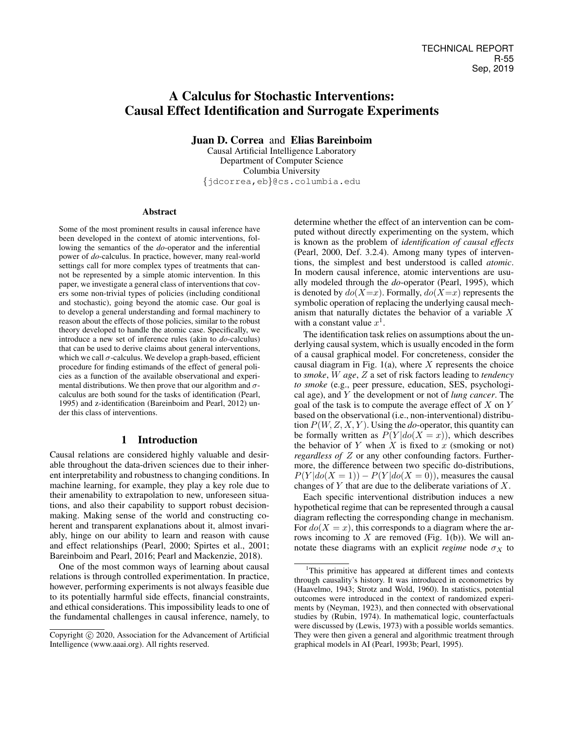TECHNICAL REPORT
R-55
Sep, 2019

# A Calculus for Stochastic Interventions: Causal Effect Identification and Surrogate Experiments

**Juan D. Correa** and **Elias Bareinboim**

Causal Artificial Intelligence Laboratory
Department of Computer Science
Columbia University
{jdcorrea,eb}@cs.columbia.edu

## Abstract

Some of the most prominent results in causal inference have been developed in the context of atomic interventions, following the semantics of the *do*-operator and the inferential power of *do*-calculus. In practice, however, many real-world settings call for more complex types of treatments that cannot be represented by a simple atomic intervention. In this paper, we investigate a general class of interventions that covers some non-trivial types of policies (including conditional and stochastic), going beyond the atomic case. Our goal is to develop a general understanding and formal machinery to reason about the effects of those policies, similar to the robust theory developed to handle the atomic case. Specifically, we introduce a new set of inference rules (akin to *do*-calculus) that can be used to derive claims about general interventions, which we call $\sigma$-calculus. We develop a graph-based, efficient procedure for finding estimands of the effect of general policies as a function of the available observational and experimental distributions. We then prove that our algorithm and $\sigma$-calculus are both sound for the tasks of identification (Pearl, 1995) and z-identification (Bareinboim and Pearl, 2012) under this class of interventions.

## 1 Introduction

Causal relations are considered highly valuable and desirable throughout the data-driven sciences due to their inherent interpretability and robustness to changing conditions. In machine learning, for example, they play a key role due to their amenability to extrapolation to new, unforeseen situations, and also their capability to support robust decision-making. Making sense of the world and constructing coherent and transparent explanations about it, almost invariably, hinge on our ability to learn and reason with cause and effect relationships (Pearl, 2000; Spirtes et al., 2001; Bareinboim and Pearl, 2016; Pearl and Mackenzie, 2018).

One of the most common ways of learning about causal relations is through controlled experimentation. In practice, however, performing experiments is not always feasible due to its potentially harmful side effects, financial constraints, and ethical considerations. This impossibility leads to one of the fundamental challenges in causal inference, namely, to determine whether the effect of an intervention can be computed without directly experimenting on the system, which is known as the problem of *identification of causal effects* (Pearl, 2000, Def. 3.2.4). Among many types of interventions, the simplest and best understood is called *atomic*. In modern causal inference, atomic interventions are usually modeled through the *do*-operator (Pearl, 1995), which is denoted by $do(X{=}x)$. Formally, $do(X{=}x)$ represents the symbolic operation of replacing the underlying causal mechanism that naturally dictates the behavior of a variable $X$ with a constant value $x$[1].

The identification task relies on assumptions about the underlying causal system, which is usually encoded in the form of a causal graphical model. For concreteness, consider the causal diagram in Fig. 1(a), where $X$ represents the choice to *smoke*, $W$ *age*, $Z$ a set of risk factors leading to *tendency to smoke* (e.g., peer pressure, education, SES, psychological age), and $Y$ the development or not of *lung cancer*. The goal of the task is to compute the average effect of $X$ on $Y$ based on the observational (i.e., non-interventional) distribution $P(W, Z, X, Y)$. Using the *do*-operator, this quantity can be formally written as $P(Y|do(X = x))$, which describes the behavior of $Y$ when $X$ is fixed to $x$ (smoking or not) *regardless of* $Z$ or any other confounding factors. Furthermore, the difference between two specific do-distributions, $P(Y|do(X = 1)) - P(Y|do(X = 0))$, measures the causal changes of $Y$ that are due to the deliberate variations of $X$.

Each specific interventional distribution induces a new hypothetical regime that can be represented through a causal diagram reflecting the corresponding change in mechanism. For $do(X = x)$, this corresponds to a diagram where the arrows incoming to $X$ are removed (Fig. 1(b)). We will annotate these diagrams with an explicit *regime* node $\sigma_X$ to

[1] This primitive has appeared at different times and contexts through causality's history. It was introduced in econometrics by (Haavelmo, 1943; Strotz and Wold, 1960). In statistics, potential outcomes were introduced in the context of randomized experiments by (Neyman, 1923), and then connected with observational studies by (Rubin, 1974). In mathematical logic, counterfactuals were discussed by (Lewis, 1973) with a possible worlds semantics. They were then given a general and algorithmic treatment through graphical models in AI (Pearl, 1993b; Pearl, 1995).

Copyright © 2020, Association for the Advancement of Artificial Intelligence (www.aaai.org). All rights reserved.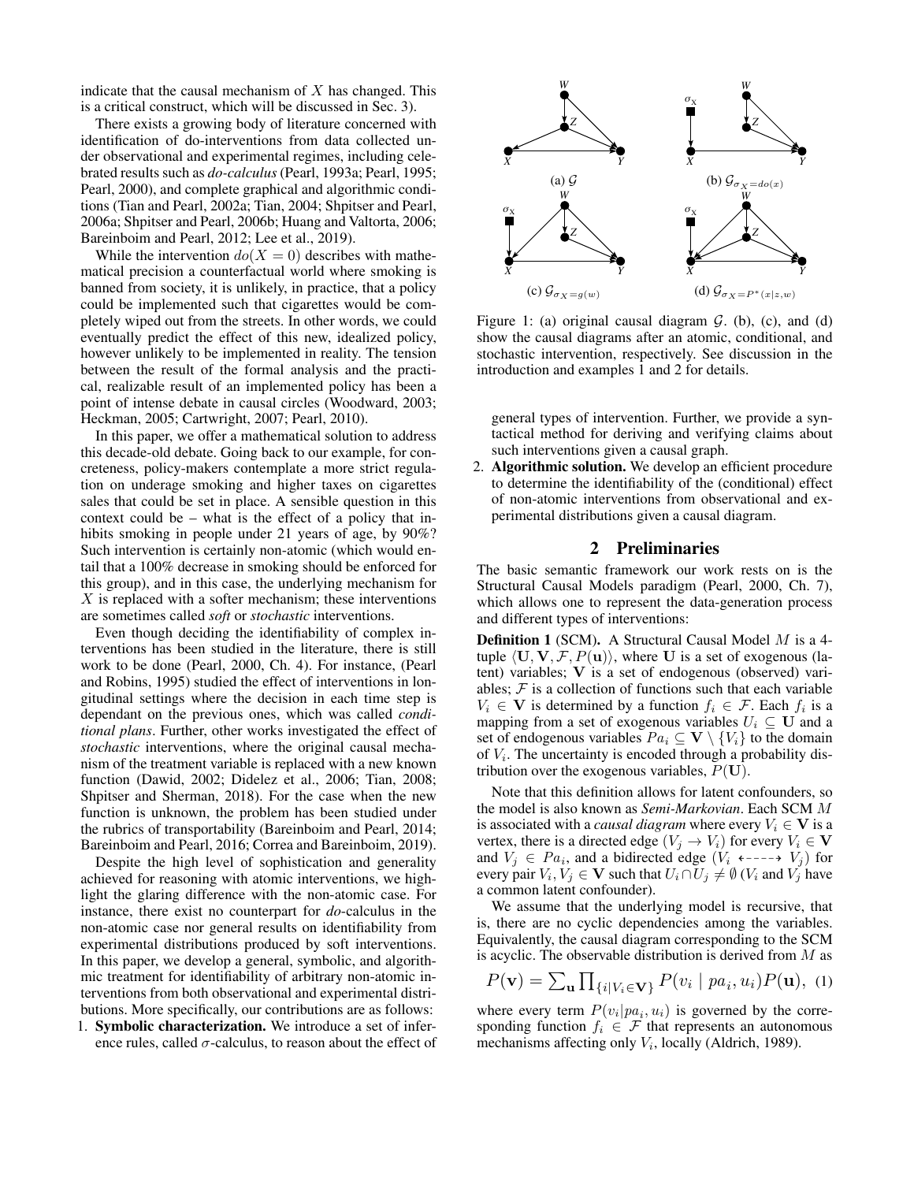indicate that the causal mechanism of $X$ has changed. This is a critical construct, which will be discussed in Sec. 3).

There exists a growing body of literature concerned with identification of do-interventions from data collected under observational and experimental regimes, including celebrated results such as *do-calculus* (Pearl, 1993a; Pearl, 1995; Pearl, 2000), and complete graphical and algorithmic conditions (Tian and Pearl, 2002a; Tian, 2004; Shpitser and Pearl, 2006a; Shpitser and Pearl, 2006b; Huang and Valtorta, 2006; Bareinboim and Pearl, 2012; Lee et al., 2019).

While the intervention $do(X = 0)$ describes with mathematical precision a counterfactual world where smoking is banned from society, it is unlikely, in practice, that a policy could be implemented such that cigarettes would be completely wiped out from the streets. In other words, we could eventually predict the effect of this new, idealized policy, however unlikely to be implemented in reality. The tension between the result of the formal analysis and the practical, realizable result of an implemented policy has been a point of intense debate in causal circles (Woodward, 2003; Heckman, 2005; Cartwright, 2007; Pearl, 2010).

In this paper, we offer a mathematical solution to address this decade-old debate. Going back to our example, for concreteness, policy-makers contemplate a more strict regulation on underage smoking and higher taxes on cigarettes sales that could be set in place. A sensible question in this context could be – what is the effect of a policy that inhibits smoking in people under 21 years of age, by 90%? Such intervention is certainly non-atomic (which would entail that a 100% decrease in smoking should be enforced for this group), and in this case, the underlying mechanism for $X$ is replaced with a softer mechanism; these interventions are sometimes called *soft* or *stochastic* interventions.

Even though deciding the identifiability of complex interventions has been studied in the literature, there is still work to be done (Pearl, 2000, Ch. 4). For instance, (Pearl and Robins, 1995) studied the effect of interventions in longitudinal settings where the decision in each time step is dependant on the previous ones, which was called *conditional plans*. Further, other works investigated the effect of *stochastic* interventions, where the original causal mechanism of the treatment variable is replaced with a new known function (Dawid, 2002; Didelez et al., 2006; Tian, 2008; Shpitser and Sherman, 2018). For the case when the new function is unknown, the problem has been studied under the rubrics of transportability (Bareinboim and Pearl, 2014; Bareinboim and Pearl, 2016; Correa and Bareinboim, 2019).

Despite the high level of sophistication and generality achieved for reasoning with atomic interventions, we highlight the glaring difference with the non-atomic case. For instance, there exist no counterpart for *do*-calculus in the non-atomic case nor general results on identifiability from experimental distributions produced by soft interventions. In this paper, we develop a general, symbolic, and algorithmic treatment for identifiability of arbitrary non-atomic interventions from both observational and experimental distributions. More specifically, our contributions are as follows:

1. **Symbolic characterization.** We introduce a set of inference rules, called $\sigma$-calculus, to reason about the effect of general types of intervention. Further, we provide a syntactical method for deriving and verifying claims about such interventions given a causal graph.
2. **Algorithmic solution.** We develop an efficient procedure to determine the identifiability of the (conditional) effect of non-atomic interventions from observational and experimental distributions given a causal diagram.

(a) $\mathcal{G}$ (b) $\mathcal{G}_{\sigma_X = do(x)}$ (c) $\mathcal{G}_{\sigma_X = g(w)}$ (d) $\mathcal{G}_{\sigma_X = P^*(x|z,w)}$

Figure 1: (a) original causal diagram $\mathcal{G}$. (b), (c), and (d) show the causal diagrams after an atomic, conditional, and stochastic intervention, respectively. See discussion in the introduction and examples 1 and 2 for details.

## 2 Preliminaries

The basic semantic framework our work rests on is the Structural Causal Models paradigm (Pearl, 2000, Ch. 7), which allows one to represent the data-generation process and different types of interventions:

**Definition 1** (SCM). A Structural Causal Model $M$ is a 4-tuple $\langle \mathbf{U}, \mathbf{V}, \mathcal{F}, P(\mathbf{u}) \rangle$, where $\mathbf{U}$ is a set of exogenous (latent) variables; $\mathbf{V}$ is a set of endogenous (observed) variables; $\mathcal{F}$ is a collection of functions such that each variable $V_i \in \mathbf{V}$ is determined by a function $f_i \in \mathcal{F}$. Each $f_i$ is a mapping from a set of exogenous variables $U_i \subseteq \mathbf{U}$ and a set of endogenous variables $Pa_i \subseteq \mathbf{V} \setminus \{V_i\}$ to the domain of $V_i$. The uncertainty is encoded through a probability distribution over the exogenous variables, $P(\mathbf{U})$.

Note that this definition allows for latent confounders, so the model is also known as *Semi-Markovian*. Each SCM $M$ is associated with a *causal diagram* where every $V_i \in \mathbf{V}$ is a vertex, there is a directed edge ($V_j \rightarrow V_i$) for every $V_i \in \mathbf{V}$ and $V_j \in Pa_i$, and a bidirected edge ($V_i \dashleftarrow\dashrightarrow V_j$) for every pair $V_i, V_j \in \mathbf{V}$ such that $U_i \cap U_j \neq \emptyset$ ($V_i$ and $V_j$ have a common latent confounder).

We assume that the underlying model is recursive, that is, there are no cyclic dependencies among the variables. Equivalently, the causal diagram corresponding to the SCM is acyclic. The observable distribution is derived from $M$ as

$$P(\mathbf{v}) = \sum_{\mathbf{u}} \prod_{\{i|V_i \in \mathbf{V}\}} P(v_i \mid pa_i, u_i) P(\mathbf{u}), \quad (1)$$

where every term $P(v_i|pa_i, u_i)$ is governed by the corresponding function $f_i \in \mathcal{F}$ that represents an autonomous mechanisms affecting only $V_i$, locally (Aldrich, 1989).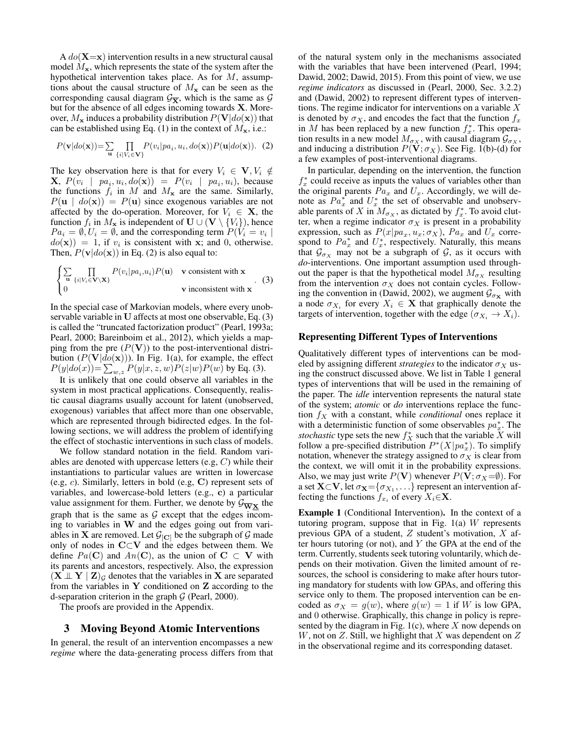A $do(\mathbf{X}{=}\mathbf{x})$ intervention results in a new structural causal model $M_{\mathbf{x}}$, which represents the state of the system after the hypothetical intervention takes place. As for $M$, assumptions about the causal structure of $M_{\mathbf{x}}$ can be seen as the corresponding causal diagram $\mathcal{G}_{\overline{\mathbf{X}}}$, which is the same as $\mathcal{G}$ but for the absence of all edges incoming towards $\mathbf{X}$. Moreover, $M_{\mathbf{x}}$ induces a probability distribution $P(\mathbf{V}|do(\mathbf{x}))$ that can be established using Eq. (1) in the context of $M_{\mathbf{x}}$, i.e.:

$$P(\mathbf{v}|do(\mathbf{x}))=\sum_{\mathbf{u}} \prod_{\{i|V_i\in\mathbf{V}\}} P(v_i|pa_i, u_i, do(\mathbf{x}))P(\mathbf{u}|do(\mathbf{x})). \quad (2)$$

The key observation here is that for every $V_i \in \mathbf{V}, V_i \notin \mathbf{X}$, $P(v_i \mid pa_i, u_i, do(\mathbf{x})) = P(v_i \mid pa_i, u_i)$, because the functions $f_i$ in $M$ and $M_{\mathbf{x}}$ are the same. Similarly, $P(\mathbf{u} \mid do(\mathbf{x})) = P(\mathbf{u})$ since exogenous variables are not affected by the do-operation. Moreover, for $V_i \in \mathbf{X}$, the function $f_i$ in $M_{\mathbf{x}}$ is independent of $\mathbf{U} \cup (\mathbf{V} \setminus \{V_i\})$, hence $Pa_i = \emptyset, U_i = \emptyset$, and the corresponding term $P(V_i = v_i \mid do(\mathbf{x})) = 1$, if $v_i$ is consistent with $\mathbf{x}$; and 0, otherwise. Then, $P(\mathbf{v}|do(\mathbf{x}))$ in Eq. (2) is also equal to:

$$\begin{cases} \sum_{\mathbf{u}} \prod_{\{i|V_i\in\mathbf{V}\setminus\mathbf{X}\}} P(v_i|pa_i,u_i)P(\mathbf{u}) & \mathbf{v} \text{ consistent with } \mathbf{x} \\ 0 & \mathbf{v} \text{ inconsistent with } \mathbf{x} \end{cases}. \quad (3)$$

In the special case of Markovian models, where every unobservable variable in $\mathbf{U}$ affects at most one observable, Eq. (3) is called the "truncated factorization product" (Pearl, 1993a; Pearl, 2000; Bareinboim et al., 2012), which yields a mapping from the pre ($P(\mathbf{V})$) to the post-interventional distribution ($P(\mathbf{V}|do(\mathbf{x}))$). In Fig. 1(a), for example, the effect $P(y|do(x)){=}\sum_{w,z} P(y|x, z, w)P(z|w)P(w)$ by Eq. (3).

It is unlikely that one could observe all variables in the system in most practical applications. Consequently, realistic causal diagrams usually account for latent (unobserved, exogenous) variables that affect more than one observable, which are represented through bidirected edges. In the following sections, we will address the problem of identifying the effect of stochastic interventions in such class of models.

We follow standard notation in the field. Random variables are denoted with uppercase letters (e.g, $C$) while their instantiations to particular values are written in lowercase (e.g, $c$). Similarly, letters in bold (e.g, $\mathbf{C}$) represent sets of variables, and lowercase-bold letters (e.g., $\mathbf{c}$) a particular value assignment for them. Further, we denote by $\mathcal{G}_{\overline{\mathbf{W}}\underline{\mathbf{X}}}$ the graph that is the same as $\mathcal{G}$ except that the edges incoming to variables in $\mathbf{W}$ and the edges going out from variables in $\mathbf{X}$ are removed. Let $\mathcal{G}_{[\mathbf{C}]}$ be the subgraph of $\mathcal{G}$ made only of nodes in $\mathbf{C}{\subset}\mathbf{V}$ and the edges between them. We define $Pa(\mathbf{C})$ and $An(\mathbf{C})$, as the union of $\mathbf{C} \subset \mathbf{V}$ with its parents and ancestors, respectively. Also, the expression $(\mathbf{X} \perp\!\!\!\perp \mathbf{Y} \mid \mathbf{Z})_{\mathcal{G}}$ denotes that the variables in $\mathbf{X}$ are separated from the variables in $\mathbf{Y}$ conditioned on $\mathbf{Z}$ according to the d-separation criterion in the graph $\mathcal{G}$ (Pearl, 2000).

The proofs are provided in the Appendix.

## 3 Moving Beyond Atomic Interventions

In general, the result of an intervention encompasses a new *regime* where the data-generating process differs from that of the natural system only in the mechanisms associated with the variables that have been intervened (Pearl, 1994; Dawid, 2002; Dawid, 2015). From this point of view, we use *regime indicators* as discussed in (Pearl, 2000, Sec. 3.2.2) and (Dawid, 2002) to represent different types of interventions. The regime indicator for interventions on a variable $X$ is denoted by $\sigma_X$, and encodes the fact that the function $f_x$ in $M$ has been replaced by a new function $f_x^*$. This operation results in a new model $M_{\sigma_X}$, with causal diagram $\mathcal{G}_{\sigma_X}$, and inducing a distribution $P(\mathbf{V}; \sigma_X)$. See Fig. 1(b)-(d) for a few examples of post-interventional diagrams.

In particular, depending on the intervention, the function $f_x^*$ could receive as inputs the values of variables other than the original parents $Pa_x$ and $U_x$. Accordingly, we will denote as $Pa_x^*$ and $U_x^*$ the set of observable and unobservable parents of $X$ in $M_{\sigma_X}$, as dictated by $f_x^*$. To avoid clutter, when a regime indicator $\sigma_X$ is present in a probability expression, such as $P(x|pa_x, u_x; \sigma_X)$, $Pa_x$ and $U_x$ correspond to $Pa_x^*$ and $U_x^*$, respectively. Naturally, this means that $\mathcal{G}_{\sigma_X}$ may not be a subgraph of $\mathcal{G}$, as it occurs with *do*-interventions. One important assumption used throughout the paper is that the hypothetical model $M_{\sigma_X}$ resulting from the intervention $\sigma_X$ does not contain cycles. Following the convention in (Dawid, 2002), we augment $\mathcal{G}_{\sigma_{\mathbf{X}}}$ with a node $\sigma_{X_i}$ for every $X_i \in \mathbf{X}$ that graphically denote the targets of intervention, together with the edge $(\sigma_{X_i} \to X_i)$.

### Representing Different Types of Interventions

Qualitatively different types of interventions can be modeled by assigning different *strategies* to the indicator $\sigma_X$ using the construct discussed above. We list in Table 1 general types of interventions that will be used in the remaining of the paper. The *idle* intervention represents the natural state of the system; *atomic* or *do* interventions replace the function $f_X$ with a constant, while *conditional* ones replace it with a deterministic function of some observables $pa_x^*$. The *stochastic* type sets the new $f_X^*$ such that the variable $X$ will follow a pre-specified distribution $P^*(X|pa_x^*)$. To simplify notation, whenever the strategy assigned to $\sigma_X$ is clear from the context, we will omit it in the probability expressions. Also, we may just write $P(\mathbf{V})$ whenever $P(\mathbf{V}; \sigma_X{=}\emptyset)$. For a set $\mathbf{X}{\subset}\mathbf{V}$, let $\sigma_{\mathbf{X}}{=}\{\sigma_{X_1}, \ldots\}$ represent an intervention affecting the functions $f_{x_i}$ of every $X_i{\in}\mathbf{X}$.

**Example 1** (Conditional Intervention). In the context of a tutoring program, suppose that in Fig. 1(a) $W$ represents previous GPA of a student, $Z$ student's motivation, $X$ after hours tutoring (or not), and $Y$ the GPA at the end of the term. Currently, students seek tutoring voluntarily, which depends on their motivation. Given the limited amount of resources, the school is considering to make after hours tutoring mandatory for students with low GPAs, and offering this service only to them. The proposed intervention can be encoded as $\sigma_X = g(w)$, where $g(w) = 1$ if $W$ is low GPA, and 0 otherwise. Graphically, this change in policy is represented by the diagram in Fig. 1(c), where $X$ now depends on $W$, not on $Z$. Still, we highlight that $X$ was dependent on $Z$ in the observational regime and its corresponding dataset.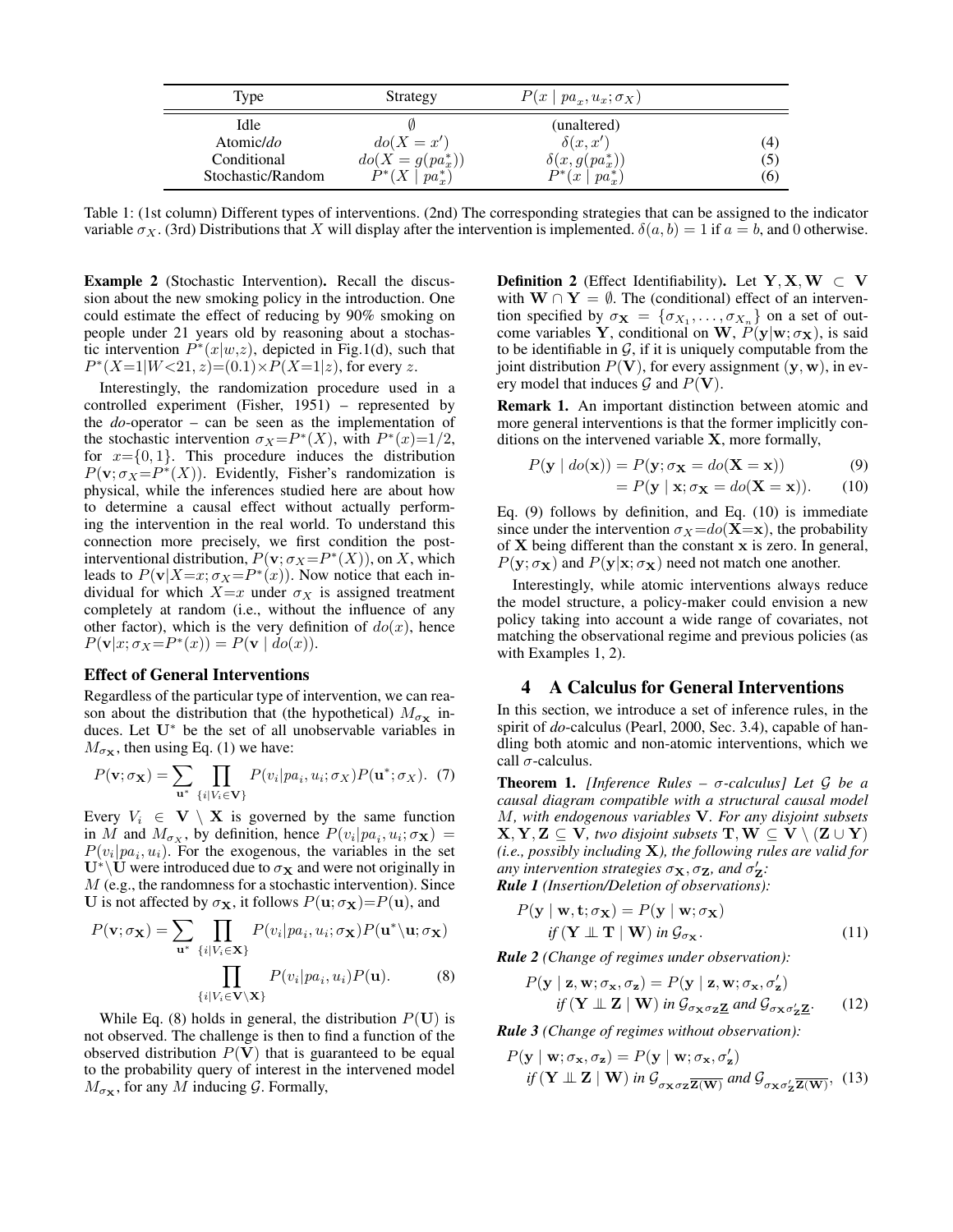| Type | Strategy | $P(x \mid pa_x, u_x; \sigma_X)$ | |
|---|---|---|---|
| Idle | $\emptyset$ | (unaltered) | |
| Atomic/*do* | $do(X = x')$ | $\delta(x, x')$ | (4) |
| Conditional | $do(X = g(pa_x^*))$ | $\delta(x, g(pa_x^*))$ | (5) |
| Stochastic/Random | $P^*(X \mid pa_x^*)$ | $P^*(x \mid pa_x^*)$ | (6) |

Table 1: (1st column) Different types of interventions. (2nd) The corresponding strategies that can be assigned to the indicator variable $\sigma_X$. (3rd) Distributions that $X$ will display after the intervention is implemented. $\delta(a, b) = 1$ if $a = b$, and 0 otherwise.

**Example 2** (Stochastic Intervention)**.** Recall the discussion about the new smoking policy in the introduction. One could estimate the effect of reducing by 90% smoking on people under 21 years old by reasoning about a stochastic intervention $P^*(x|w,z)$, depicted in Fig.1(d), such that $P^*(X{=}1|W{<}21, z){=}(0.1){\times}P(X{=}1|z)$, for every $z$.

Interestingly, the randomization procedure used in a controlled experiment (Fisher, 1951) – represented by the *do*-operator – can be seen as the implementation of the stochastic intervention $\sigma_X{=}P^*(X)$, with $P^*(x){=}1/2$, for $x{=}\{0, 1\}$. This procedure induces the distribution $P(\mathbf{v}; \sigma_X{=}P^*(X))$. Evidently, Fisher's randomization is physical, while the inferences studied here are about how to determine a causal effect without actually performing the intervention in the real world. To understand this connection more precisely, we first condition the post-interventional distribution, $P(\mathbf{v}; \sigma_X{=}P^*(X))$, on $X$, which leads to $P(\mathbf{v}|X{=}x; \sigma_X{=}P^*(x))$. Now notice that each individual for which $X{=}x$ under $\sigma_X$ is assigned treatment completely at random (i.e., without the influence of any other factor), which is the very definition of $do(x)$, hence $P(\mathbf{v}|x; \sigma_X{=}P^*(x)) = P(\mathbf{v} \mid do(x))$.

### Effect of General Interventions

Regardless of the particular type of intervention, we can reason about the distribution that (the hypothetical) $M_{\sigma_\mathbf{X}}$ induces. Let $\mathbf{U}^*$ be the set of all unobservable variables in $M_{\sigma_\mathbf{X}}$, then using Eq. (1) we have:

$$P(\mathbf{v}; \sigma_\mathbf{X}) = \sum_{\mathbf{u}^*} \prod_{\{i|V_i \in \mathbf{V}\}} P(v_i | pa_i, u_i; \sigma_X) P(\mathbf{u}^*; \sigma_X). \quad (7)$$

Every $V_i \in \mathbf{V} \setminus \mathbf{X}$ is governed by the same function in $M$ and $M_{\sigma_X}$, by definition, hence $P(v_i|pa_i, u_i; \sigma_\mathbf{X}) = P(v_i|pa_i, u_i)$. For the exogenous, the variables in the set $\mathbf{U}^* \setminus \mathbf{U}$ were introduced due to $\sigma_\mathbf{X}$ and were not originally in $M$ (e.g., the randomness for a stochastic intervention). Since $\mathbf{U}$ is not affected by $\sigma_\mathbf{X}$, it follows $P(\mathbf{u}; \sigma_\mathbf{X}){=}P(\mathbf{u})$, and

$$P(\mathbf{v}; \sigma_\mathbf{X}) = \sum_{\mathbf{u}^*} \prod_{\{i|V_i \in \mathbf{X}\}} P(v_i | pa_i, u_i; \sigma_\mathbf{X}) P(\mathbf{u}^* \setminus \mathbf{u}; \sigma_\mathbf{X}) \prod_{\{i|V_i \in \mathbf{V} \setminus \mathbf{X}\}} P(v_i | pa_i, u_i) P(\mathbf{u}). \quad (8)$$

While Eq. (8) holds in general, the distribution $P(\mathbf{U})$ is not observed. The challenge is then to find a function of the observed distribution $P(\mathbf{V})$ that is guaranteed to be equal to the probability query of interest in the intervened model $M_{\sigma_\mathbf{X}}$, for any $M$ inducing $\mathcal{G}$. Formally,

**Definition 2** (Effect Identifiability)**.** Let $\mathbf{Y}, \mathbf{X}, \mathbf{W} \subset \mathbf{V}$ with $\mathbf{W} \cap \mathbf{Y} = \emptyset$. The (conditional) effect of an intervention specified by $\sigma_\mathbf{X} = \{\sigma_{X_1}, \ldots, \sigma_{X_n}\}$ on a set of outcome variables $\mathbf{Y}$, conditional on $\mathbf{W}$, $P(\mathbf{y}|\mathbf{w}; \sigma_\mathbf{X})$, is said to be identifiable in $\mathcal{G}$, if it is uniquely computable from the joint distribution $P(\mathbf{V})$, for every assignment $(\mathbf{y}, \mathbf{w})$, in every model that induces $\mathcal{G}$ and $P(\mathbf{V})$.

**Remark 1.** An important distinction between atomic and more general interventions is that the former implicitly conditions on the intervened variable $\mathbf{X}$, more formally,

$$P(\mathbf{y} \mid do(\mathbf{x})) = P(\mathbf{y}; \sigma_\mathbf{X} = do(\mathbf{X} = \mathbf{x})) \quad (9)$$

$$= P(\mathbf{y} \mid \mathbf{x}; \sigma_\mathbf{X} = do(\mathbf{X} = \mathbf{x})). \quad (10)$$

Eq. (9) follows by definition, and Eq. (10) is immediate since under the intervention $\sigma_X{=}do(\mathbf{X}{=}\mathbf{x})$, the probability of $\mathbf{X}$ being different than the constant $\mathbf{x}$ is zero. In general, $P(\mathbf{y}; \sigma_\mathbf{X})$ and $P(\mathbf{y}|\mathbf{x}; \sigma_\mathbf{X})$ need not match one another.

Interestingly, while atomic interventions always reduce the model structure, a policy-maker could envision a new policy taking into account a wide range of covariates, not matching the observational regime and previous policies (as with Examples 1, 2).

## 4 A Calculus for General Interventions

In this section, we introduce a set of inference rules, in the spirit of *do*-calculus (Pearl, 2000, Sec. 3.4), capable of handling both atomic and non-atomic interventions, which we call $\sigma$-calculus.

**Theorem 1.** *[Inference Rules – $\sigma$-calculus] Let $\mathcal{G}$ be a causal diagram compatible with a structural causal model $M$, with endogenous variables $\mathbf{V}$. For any disjoint subsets $\mathbf{X}, \mathbf{Y}, \mathbf{Z} \subseteq \mathbf{V}$, two disjoint subsets $\mathbf{T}, \mathbf{W} \subseteq \mathbf{V} \setminus (\mathbf{Z} \cup \mathbf{Y})$ (i.e., possibly including $\mathbf{X}$), the following rules are valid for any intervention strategies $\sigma_\mathbf{X}, \sigma_\mathbf{Z}$, and $\sigma'_\mathbf{Z}$:*

***Rule 1** (Insertion/Deletion of observations):*

$$P(\mathbf{y} \mid \mathbf{w}, \mathbf{t}; \sigma_\mathbf{X}) = P(\mathbf{y} \mid \mathbf{w}; \sigma_\mathbf{X}) \quad \text{if } (\mathbf{Y} \perp\!\!\!\perp \mathbf{T} \mid \mathbf{W}) \text{ in } \mathcal{G}_{\sigma_\mathbf{X}}. \quad (11)$$

***Rule 2** (Change of regimes under observation):*

$$P(\mathbf{y} \mid \mathbf{z}, \mathbf{w}; \sigma_\mathbf{x}, \sigma_\mathbf{z}) = P(\mathbf{y} \mid \mathbf{z}, \mathbf{w}; \sigma_\mathbf{x}, \sigma'_\mathbf{z}) \quad \text{if } (\mathbf{Y} \perp\!\!\!\perp \mathbf{Z} \mid \mathbf{W}) \text{ in } \mathcal{G}_{\sigma_\mathbf{X} \sigma_\mathbf{Z} \underline{\mathbf{Z}}} \text{ and } \mathcal{G}_{\sigma_\mathbf{X} \sigma'_\mathbf{Z} \underline{\mathbf{Z}}}. \quad (12)$$

***Rule 3** (Change of regimes without observation):*

$$P(\mathbf{y} \mid \mathbf{w}; \sigma_\mathbf{x}, \sigma_\mathbf{z}) = P(\mathbf{y} \mid \mathbf{w}; \sigma_\mathbf{x}, \sigma'_\mathbf{z}) \quad \text{if } (\mathbf{Y} \perp\!\!\!\perp \mathbf{Z} \mid \mathbf{W}) \text{ in } \mathcal{G}_{\sigma_\mathbf{X} \sigma_\mathbf{Z} \overline{\mathbf{Z}(\mathbf{W})}} \text{ and } \mathcal{G}_{\sigma_\mathbf{X} \sigma'_\mathbf{Z} \overline{\mathbf{Z}(\mathbf{W})}}, \quad (13)$$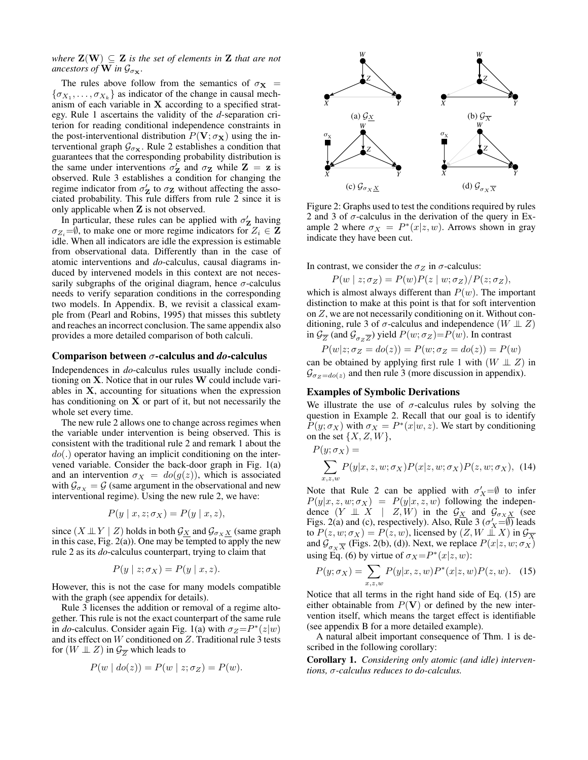*where* $\mathbf{Z}(\mathbf{W}) \subseteq \mathbf{Z}$ *is the set of elements in* $\mathbf{Z}$ *that are not ancestors of* $\mathbf{W}$ *in* $\mathcal{G}_{\sigma_{\mathbf{X}}}$.

The rules above follow from the semantics of $\sigma_{\mathbf{X}} = \{\sigma_{X_1}, \ldots, \sigma_{X_k}\}$ as indicator of the change in causal mechanism of each variable in $\mathbf{X}$ according to a specified strategy. Rule 1 ascertains the validity of the *d*-separation criterion for reading conditional independence constraints in the post-interventional distribution $P(\mathbf{V}; \sigma_{\mathbf{X}})$ using the interventional graph $\mathcal{G}_{\sigma_{\mathbf{X}}}$. Rule 2 establishes a condition that guarantees that the corresponding probability distribution is the same under interventions $\sigma'_{\mathbf{Z}}$ and $\sigma_{\mathbf{Z}}$ while $\mathbf{Z} = \mathbf{z}$ is observed. Rule 3 establishes a condition for changing the regime indicator from $\sigma'_{\mathbf{Z}}$ to $\sigma_{\mathbf{Z}}$ without affecting the associated probability. This rule differs from rule 2 since it is only applicable when $\mathbf{Z}$ is not observed.

In particular, these rules can be applied with $\sigma'_{\mathbf{Z}}$ having $\sigma_{Z_i}{=}\emptyset$, to make one or more regime indicators for $Z_i \in \mathbf{Z}$ idle. When all indicators are idle the expression is estimable from observational data. Differently than in the case of atomic interventions and *do*-calculus, causal diagrams induced by intervened models in this context are not necessarily subgraphs of the original diagram, hence $\sigma$-calculus needs to verify separation conditions in the corresponding two models. In Appendix. B, we revisit a classical example from (Pearl and Robins, 1995) that misses this subtlety and reaches an incorrect conclusion. The same appendix also provides a more detailed comparison of both calculi.

### Comparison between $\sigma$-calculus and *do*-calculus

Independences in *do*-calculus rules usually include conditioning on $\mathbf{X}$. Notice that in our rules $\mathbf{W}$ could include variables in $\mathbf{X}$, accounting for situations when the expression has conditioning on $\mathbf{X}$ or part of it, but not necessarily the whole set every time.

The new rule 2 allows one to change across regimes when the variable under intervention is being observed. This is consistent with the traditional rule 2 and remark 1 about the $do(.)$ operator having an implicit conditioning on the intervened variable. Consider the back-door graph in Fig. 1(a) and an intervention $\sigma_X = do(g(z))$, which is associated with $\mathcal{G}_{\sigma_X} = \mathcal{G}$ (same argument in the observational and new interventional regime). Using the new rule 2, we have:

$$P(y \mid x, z; \sigma_X) = P(y \mid x, z),$$

since $(X \perp\!\!\!\perp Y \mid Z)$ holds in both $\mathcal{G}_{\underline{X}}$ and $\mathcal{G}_{\sigma_X \underline{X}}$ (same graph in this case, Fig. 2(a)). One may be tempted to apply the new rule 2 as its *do*-calculus counterpart, trying to claim that

$$P(y \mid z; \sigma_X) = P(y \mid x, z).$$

However, this is not the case for many models compatible with the graph (see appendix for details).

Rule 3 licenses the addition or removal of a regime altogether. This rule is not the exact counterpart of the same rule in *do*-calculus. Consider again Fig. 1(a) with $\sigma_Z{=}P^*(z|w)$ and its effect on $W$ conditioned on $Z$. Traditional rule 3 tests for $(W \perp\!\!\!\perp Z)$ in $\mathcal{G}_{\overline{Z}}$ which leads to

$$P(w \mid do(z)) = P(w \mid z; \sigma_Z) = P(w).$$

Figure 2: Graphs used to test the conditions required by rules 2 and 3 of $\sigma$-calculus in the derivation of the query in Example 2 where $\sigma_X = P^*(x|z, w)$. Arrows shown in gray indicate they have been cut.

(a) $\mathcal{G}_{\underline{X}}$ (b) $\mathcal{G}_{\overline{X}}$ (c) $\mathcal{G}_{\sigma_X \underline{X}}$ (d) $\mathcal{G}_{\sigma_X \overline{X}}$

In contrast, we consider the $\sigma_Z$ in $\sigma$-calculus:

$$P(w \mid z; \sigma_Z) = P(w)P(z \mid w; \sigma_Z)/P(z; \sigma_Z),$$

which is almost always different than $P(w)$. The important distinction to make at this point is that for soft intervention on $Z$, we are not necessarily conditioning on it. Without conditioning, rule 3 of $\sigma$-calculus and independence $(W \perp\!\!\!\perp Z)$ in $\mathcal{G}_{\overline{Z}}$ (and $\mathcal{G}_{\sigma_Z \overline{Z}}$) yield $P(w; \sigma_Z){=}P(w)$. In contrast

$$P(w|z; \sigma_Z = do(z)) = P(w; \sigma_Z = do(z)) = P(w)$$

can be obtained by applying first rule 1 with $(W \perp\!\!\!\perp Z)$ in $\mathcal{G}_{\sigma_Z = do(z)}$ and then rule 3 (more discussion in appendix).

### Examples of Symbolic Derivations

We illustrate the use of $\sigma$-calculus rules by solving the question in Example 2. Recall that our goal is to identify $P(y; \sigma_X)$ with $\sigma_X = P^*(x|w, z)$. We start by conditioning on the set $\{X, Z, W\}$,

$$P(y; \sigma_X) = \sum_{x,z,w} P(y|x, z, w; \sigma_X)P(x|z, w; \sigma_X)P(z, w; \sigma_X), \quad (14)$$

Note that Rule 2 can be applied with $\sigma'_X{=}\emptyset$ to infer $P(y|x, z, w; \sigma_X) = P(y|x, z, w)$ following the independence $(Y \perp\!\!\!\perp X \mid Z, W)$ in the $\mathcal{G}_{\underline{X}}$ and $\mathcal{G}_{\sigma_X \underline{X}}$ (see Figs. 2(a) and (c), respectively). Also, Rule 3 ($\sigma'_X{=}\emptyset$) leads to $P(z, w; \sigma_X) = P(z, w)$, licensed by $(Z, W \perp\!\!\!\perp X)$ in $\mathcal{G}_{\overline{X}}$ and $\mathcal{G}_{\sigma_X \overline{X}}$ (Figs. 2(b), (d)). Next, we replace $P(x|z, w; \sigma_X)$ using Eq. (6) by virtue of $\sigma_X{=}P^*(x|z, w)$:

$$P(y; \sigma_X) = \sum_{x,z,w} P(y|x, z, w)P^*(x|z, w)P(z, w). \quad (15)$$

Notice that all terms in the right hand side of Eq. (15) are either obtainable from $P(\mathbf{V})$ or defined by the new intervention itself, which means the target effect is identifiable (see appendix B for a more detailed example).

A natural albeit important consequence of Thm. 1 is described in the following corollary:

**Corollary 1.** *Considering only atomic (and idle) interventions,* $\sigma$*-calculus reduces to do-calculus.*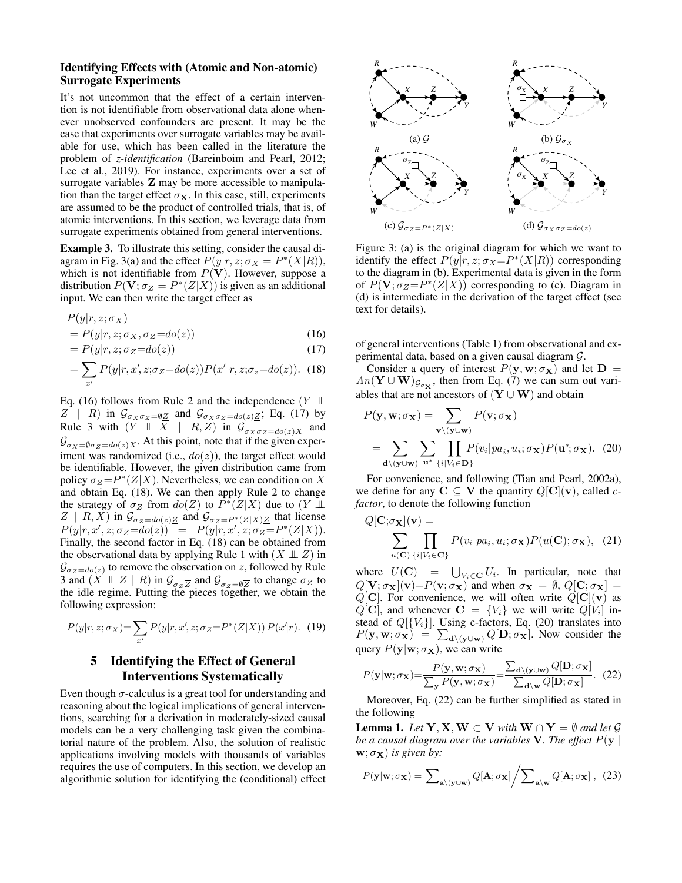### Identifying Effects with (Atomic and Non-atomic) Surrogate Experiments

It's not uncommon that the effect of a certain intervention is not identifiable from observational data alone whenever unobserved confounders are present. It may be the case that experiments over surrogate variables may be available for use, which has been called in the literature the problem of *z-identification* (Bareinboim and Pearl, 2012; Lee et al., 2019). For instance, experiments over a set of surrogate variables $\mathbf{Z}$ may be more accessible to manipulation than the target effect $\sigma_{\mathbf{X}}$. In this case, still, experiments are assumed to be the product of controlled trials, that is, of atomic interventions. In this section, we leverage data from surrogate experiments obtained from general interventions.

**Example 3.** To illustrate this setting, consider the causal diagram in Fig. 3(a) and the effect $P(y|r, z; \sigma_X = P^*(X|R))$, which is not identifiable from $P(\mathbf{V})$. However, suppose a distribution $P(\mathbf{V}; \sigma_Z = P^*(Z|X))$ is given as an additional input. We can then write the target effect as

$$
\begin{aligned}
&P(y|r, z; \sigma_X) \\
&= P(y|r, z; \sigma_X, \sigma_Z{=}do(z)) \quad (16)\\
&= P(y|r, z; \sigma_Z{=}do(z)) \quad (17)\\
&= \sum_{x'} P(y|r, x', z; \sigma_Z{=}do(z)) P(x'|r, z; \sigma_z{=}do(z)). \quad (18)
\end{aligned}
$$

Eq. (16) follows from Rule 2 and the independence $(Y \perp\!\!\!\perp Z \mid R)$ in $\mathcal{G}_{\sigma_X \sigma_Z=\emptyset \underline{Z}}$ and $\mathcal{G}_{\sigma_X \sigma_Z=do(z)\underline{Z}}$; Eq. (17) by Rule 3 with $(Y \perp\!\!\!\perp X \mid R, Z)$ in $\mathcal{G}_{\sigma_X \sigma_Z=do(z)\overline{X}}$ and $\mathcal{G}_{\sigma_X=\emptyset \sigma_Z=do(z)\overline{X}}$. At this point, note that if the given experiment was randomized (i.e., $do(z)$), the target effect would be identifiable. However, the given distribution came from policy $\sigma_Z{=}P^*(Z|X)$. Nevertheless, we can condition on $X$ and obtain Eq. (18). We can then apply Rule 2 to change the strategy of $\sigma_Z$ from $do(Z)$ to $P^*(Z|X)$ due to $(Y \perp\!\!\!\perp Z \mid R, X)$ in $\mathcal{G}_{\sigma_Z=do(z)\underline{Z}}$ and $\mathcal{G}_{\sigma_Z=P^*(Z|X)\underline{Z}}$ that license $P(y|r, x', z; \sigma_Z{=}do(z)) = P(y|r, x', z; \sigma_Z{=}P^*(Z|X))$. Finally, the second factor in Eq. (18) can be obtained from the observational data by applying Rule 1 with $(X \perp\!\!\!\perp Z)$ in $\mathcal{G}_{\sigma_Z=do(z)}$ to remove the observation on $z$, followed by Rule 3 and $(X \perp\!\!\!\perp Z \mid R)$ in $\mathcal{G}_{\sigma_Z \overline{Z}}$ and $\mathcal{G}_{\sigma_Z=\emptyset \overline{Z}}$ to change $\sigma_Z$ to the idle regime. Putting the pieces together, we obtain the following expression:

$$
P(y|r, z; \sigma_X) = \sum_{x'} P(y|r, x', z; \sigma_Z{=}P^*(Z|X))\, P(x'|r). \quad (19)
$$

Figure 3: (a) is the original diagram for which we want to identify the effect $P(y|r, z; \sigma_X{=}P^*(X|R))$ corresponding to the diagram in (b). Experimental data is given in the form of $P(\mathbf{V}; \sigma_Z{=}P^*(Z|X))$ corresponding to (c). Diagram in (d) is intermediate in the derivation of the target effect (see text for details).

## 5 Identifying the Effect of General Interventions Systematically

Even though $\sigma$-calculus is a great tool for understanding and reasoning about the logical implications of general interventions, searching for a derivation in moderately-sized causal models can be a very challenging task given the combinatorial nature of the problem. Also, the solution of realistic applications involving models with thousands of variables requires the use of computers. In this section, we develop an algorithmic solution for identifying the (conditional) effect of general interventions (Table 1) from observational and experimental data, based on a given causal diagram $\mathcal{G}$.

Consider a query of interest $P(\mathbf{y}, \mathbf{w}; \sigma_{\mathbf{X}})$ and let $\mathbf{D} = An(\mathbf{Y} \cup \mathbf{W})_{\mathcal{G}_{\sigma_{\mathbf{X}}}}$, then from Eq. (7) we can sum out variables that are not ancestors of $(\mathbf{Y} \cup \mathbf{W})$ and obtain

$$
\begin{aligned}
P(\mathbf{y}, \mathbf{w}; \sigma_{\mathbf{X}}) &= \sum_{\mathbf{v} \setminus (\mathbf{y} \cup \mathbf{w})} P(\mathbf{v}; \sigma_{\mathbf{X}}) \\
&= \sum_{\mathbf{d} \setminus (\mathbf{y} \cup \mathbf{w})} \sum_{\mathbf{u}^*} \prod_{\{i | V_i \in \mathbf{D}\}} P(v_i | pa_i, u_i; \sigma_{\mathbf{X}}) P(\mathbf{u}^*; \sigma_{\mathbf{X}}). \quad (20)
\end{aligned}
$$

For convenience, and following (Tian and Pearl, 2002a), we define for any $\mathbf{C} \subseteq \mathbf{V}$ the quantity $Q[\mathbf{C}](\mathbf{v})$, called *c-factor*, to denote the following function

$$
Q[\mathbf{C}; \sigma_{\mathbf{X}}](\mathbf{v}) = \sum_{u(\mathbf{C})} \prod_{\{i | V_i \in \mathbf{C}\}} P(v_i | pa_i, u_i; \sigma_{\mathbf{X}}) P(u(\mathbf{C}); \sigma_{\mathbf{X}}), \quad (21)
$$

where $U(\mathbf{C}) = \bigcup_{V_i \in \mathbf{C}} U_i$. In particular, note that $Q[\mathbf{V}; \sigma_{\mathbf{X}}](\mathbf{v}) {=} P(\mathbf{v}; \sigma_{\mathbf{X}})$ and when $\sigma_{\mathbf{X}} = \emptyset$, $Q[\mathbf{C}; \sigma_{\mathbf{X}}] = Q[\mathbf{C}]$. For convenience, we will often write $Q[\mathbf{C}](\mathbf{v})$ as $Q[\mathbf{C}]$, and whenever $\mathbf{C} = \{V_i\}$ we will write $Q[V_i]$ instead of $Q[\{V_i\}]$. Using c-factors, Eq. (20) translates into $P(\mathbf{y}, \mathbf{w}; \sigma_{\mathbf{X}}) = \sum_{\mathbf{d} \setminus (\mathbf{y} \cup \mathbf{w})} Q[\mathbf{D}; \sigma_{\mathbf{X}}]$. Now consider the query $P(\mathbf{y}|\mathbf{w}; \sigma_{\mathbf{X}})$, we can write

$$
P(\mathbf{y}|\mathbf{w}; \sigma_{\mathbf{X}}) = \frac{P(\mathbf{y}, \mathbf{w}; \sigma_{\mathbf{X}})}{\sum_{\mathbf{y}} P(\mathbf{y}, \mathbf{w}; \sigma_{\mathbf{X}})} = \frac{\sum_{\mathbf{d} \setminus (\mathbf{y} \cup \mathbf{w})} Q[\mathbf{D}; \sigma_{\mathbf{X}}]}{\sum_{\mathbf{d} \setminus \mathbf{w}} Q[\mathbf{D}; \sigma_{\mathbf{X}}]}. \quad (22)
$$

Moreover, Eq. (22) can be further simplified as stated in the following

**Lemma 1.** *Let $\mathbf{Y}, \mathbf{X}, \mathbf{W} \subset \mathbf{V}$ with $\mathbf{W} \cap \mathbf{Y} = \emptyset$ and let $\mathcal{G}$ be a causal diagram over the variables $\mathbf{V}$. The effect $P(\mathbf{y} \mid \mathbf{w}; \sigma_{\mathbf{X}})$ is given by:*

$$
P(\mathbf{y}|\mathbf{w}; \sigma_{\mathbf{X}}) = \sum\nolimits_{\mathbf{a} \setminus (\mathbf{y} \cup \mathbf{w})} Q[\mathbf{A}; \sigma_{\mathbf{X}}] \Big/ \sum\nolimits_{\mathbf{a} \setminus \mathbf{w}} Q[\mathbf{A}; \sigma_{\mathbf{X}}], \quad (23)
$$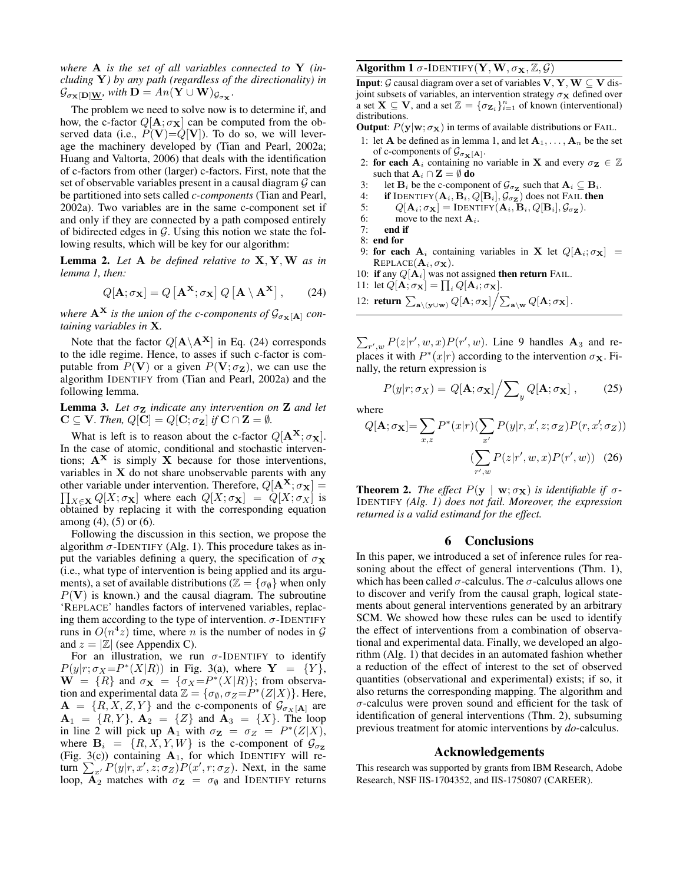*where* $\mathbf{A}$ *is the set of all variables connected to* $\mathbf{Y}$ *(including* $\mathbf{Y}$*) by any path (regardless of the directionality) in* $\mathcal{G}_{\sigma_{\mathbf{X}}[\mathbf{D}]\underline{\mathbf{W}}}$*, with* $\mathbf{D} = An(\mathbf{Y} \cup \mathbf{W})_{\mathcal{G}_{\sigma_{\mathbf{X}}}}$.

The problem we need to solve now is to determine if, and how, the c-factor $Q[\mathbf{A}; \sigma_{\mathbf{X}}]$ can be computed from the observed data (i.e., $P(\mathbf{V}) = Q[\mathbf{V}]$). To do so, we will leverage the machinery developed by (Tian and Pearl, 2002a; Huang and Valtorta, 2006) that deals with the identification of c-factors from other (larger) c-factors. First, note that the set of observable variables present in a causal diagram $\mathcal{G}$ can be partitioned into sets called *c-components* (Tian and Pearl, 2002a). Two variables are in the same c-component set if and only if they are connected by a path composed entirely of bidirected edges in $\mathcal{G}$. Using this notion we state the following results, which will be key for our algorithm:

**Lemma 2.** *Let* $\mathbf{A}$ *be defined relative to* $\mathbf{X}, \mathbf{Y}, \mathbf{W}$ *as in lemma 1, then:*

$$Q[\mathbf{A}; \sigma_{\mathbf{X}}] = Q\left[\mathbf{A}^{\mathbf{X}}; \sigma_{\mathbf{X}}\right] Q\left[\mathbf{A} \setminus \mathbf{A}^{\mathbf{X}}\right], \qquad (24)$$

*where* $\mathbf{A}^{\mathbf{X}}$ *is the union of the c-components of* $\mathcal{G}_{\sigma_{\mathbf{X}}[\mathbf{A}]}$ *containing variables in* $\mathbf{X}$.

Note that the factor $Q[\mathbf{A} \setminus \mathbf{A}^{\mathbf{X}}]$ in Eq. (24) corresponds to the idle regime. Hence, to asses if such c-factor is computable from $P(\mathbf{V})$ or a given $P(\mathbf{V}; \sigma_{\mathbf{Z}})$, we can use the algorithm IDENTIFY from (Tian and Pearl, 2002a) and the following lemma.

**Lemma 3.** *Let* $\sigma_{\mathbf{Z}}$ *indicate any intervention on* $\mathbf{Z}$ *and let* $\mathbf{C} \subseteq \mathbf{V}$*. Then,* $Q[\mathbf{C}] = Q[\mathbf{C}; \sigma_{\mathbf{Z}}]$ *if* $\mathbf{C} \cap \mathbf{Z} = \emptyset$.

What is left is to reason about the c-factor $Q[\mathbf{A}^{\mathbf{X}}; \sigma_{\mathbf{X}}]$. In the case of atomic, conditional and stochastic interventions; $\mathbf{A}^{\mathbf{X}}$ is simply $\mathbf{X}$ because for those interventions, variables in $\mathbf{X}$ do not share unobservable parents with any other variable under intervention. Therefore, $Q[\mathbf{A}^{\mathbf{X}}; \sigma_{\mathbf{X}}] = \prod_{X \in \mathbf{X}} Q[X; \sigma_{\mathbf{X}}]$ where each $Q[X; \sigma_{\mathbf{X}}] = Q[X; \sigma_X]$ is obtained by replacing it with the corresponding equation among (4), (5) or (6).

Following the discussion in this section, we propose the algorithm $\sigma$-IDENTIFY (Alg. 1). This procedure takes as input the variables defining a query, the specification of $\sigma_{\mathbf{X}}$ (i.e., what type of intervention is being applied and its arguments), a set of available distributions ($\mathbb{Z} = \{\sigma_\emptyset\}$ when only $P(\mathbf{V})$ is known.) and the causal diagram. The subroutine 'REPLACE' handles factors of intervened variables, replacing them according to the type of intervention. $\sigma$-IDENTIFY runs in $O(n^4 z)$ time, where $n$ is the number of nodes in $\mathcal{G}$ and $z = |\mathbb{Z}|$ (see Appendix C).

For an illustration, we run $\sigma$-IDENTIFY to identify $P(y|r; \sigma_X = P^*(X|R))$ in Fig. 3(a), where $\mathbf{Y} = \{Y\}$, $\mathbf{W} = \{R\}$ and $\sigma_{\mathbf{X}} = \{\sigma_X = P^*(X|R)\}$; from observation and experimental data $\mathbb{Z} = \{\sigma_\emptyset, \sigma_Z = P^*(Z|X)\}$. Here, $\mathbf{A} = \{R, X, Z, Y\}$ and the c-components of $\mathcal{G}_{\sigma_X[\mathbf{A}]}$ are $\mathbf{A}_1 = \{R, Y\}$, $\mathbf{A}_2 = \{Z\}$ and $\mathbf{A}_3 = \{X\}$. The loop in line 2 will pick up $\mathbf{A}_1$ with $\sigma_{\mathbf{Z}} = \sigma_Z = P^*(Z|X)$, where $\mathbf{B}_i = \{R, X, Y, W\}$ is the c-component of $\mathcal{G}_{\sigma_{\mathbf{Z}}}$ (Fig. 3(c)) containing $\mathbf{A}_1$, for which IDENTIFY will return $\sum_{x'} P(y|r, x', z; \sigma_Z) P(x', r; \sigma_Z)$. Next, in the same loop, $\mathbf{A}_2$ matches with $\sigma_{\mathbf{Z}} = \sigma_\emptyset$ and IDENTIFY returns $\sum_{r',w} P(z|r', w, x) P(r', w)$. Line 9 handles $\mathbf{A}_3$ and replaces it with $P^*(x|r)$ according to the intervention $\sigma_{\mathbf{X}}$. Finally, the return expression is

$$P(y|r; \sigma_X) = Q[\mathbf{A}; \sigma_{\mathbf{X}}] \Big/ \sum\nolimits_y Q[\mathbf{A}; \sigma_{\mathbf{X}}], \qquad (25)$$

where

$$Q[\mathbf{A}; \sigma_{\mathbf{X}}] = \sum_{x,z} P^*(x|r) \Big(\sum_{x'} P(y|r, x', z; \sigma_Z) P(r, x'; \sigma_Z)\Big) \Big(\sum_{r',w} P(z|r', w, x) P(r', w)\Big) \quad (26)$$

**Algorithm 1** $\sigma$-IDENTIFY$(\mathbf{Y}, \mathbf{W}, \sigma_{\mathbf{X}}, \mathbb{Z}, \mathcal{G})$

**Input**: $\mathcal{G}$ causal diagram over a set of variables $\mathbf{V}$, $\mathbf{Y}, \mathbf{W} \subseteq \mathbf{V}$ disjoint subsets of variables, an intervention strategy $\sigma_{\mathbf{X}}$ defined over a set $\mathbf{X} \subseteq \mathbf{V}$, and a set $\mathbb{Z} = \{\sigma_{\mathbf{Z}_i}\}_{i=1}^n$ of known (interventional) distributions.

**Output**: $P(\mathbf{y}|\mathbf{w}; \sigma_{\mathbf{X}})$ in terms of available distributions or FAIL.

1: let $\mathbf{A}$ be defined as in lemma 1, and let $\mathbf{A}_1, \ldots, \mathbf{A}_n$ be the set of c-components of $\mathcal{G}_{\sigma_{\mathbf{X}}[\mathbf{A}]}$.
2: **for each** $\mathbf{A}_i$ containing no variable in $\mathbf{X}$ and every $\sigma_{\mathbf{Z}} \in \mathbb{Z}$ such that $\mathbf{A}_i \cap \mathbf{Z} = \emptyset$ **do**
3: let $\mathbf{B}_i$ be the c-component of $\mathcal{G}_{\sigma_{\mathbf{Z}}}$ such that $\mathbf{A}_i \subseteq \mathbf{B}_i$.
4: **if** IDENTIFY$(\mathbf{A}_i, \mathbf{B}_i, Q[\mathbf{B}_i], \mathcal{G}_{\sigma_{\mathbf{Z}}})$ does not FAIL **then**
5: $Q[\mathbf{A}_i; \sigma_{\mathbf{X}}] = $ IDENTIFY$(\mathbf{A}_i, \mathbf{B}_i, Q[\mathbf{B}_i], \mathcal{G}_{\sigma_{\mathbf{Z}}})$.
6: move to the next $\mathbf{A}_i$.
7: **end if**
8: **end for**
9: **for each** $\mathbf{A}_i$ containing variables in $\mathbf{X}$ let $Q[\mathbf{A}_i; \sigma_{\mathbf{X}}] = $ REPLACE$(\mathbf{A}_i, \sigma_{\mathbf{X}})$.
10: **if** any $Q[\mathbf{A}_i]$ was not assigned **then return** FAIL.
11: let $Q[\mathbf{A}; \sigma_{\mathbf{X}}] = \prod_i Q[\mathbf{A}_i; \sigma_{\mathbf{X}}]$.
12: **return** $\sum_{\mathbf{a} \setminus (\mathbf{y} \cup \mathbf{w})} Q[\mathbf{A}; \sigma_{\mathbf{X}}] \Big/ \sum_{\mathbf{a} \setminus \mathbf{w}} Q[\mathbf{A}; \sigma_{\mathbf{X}}]$.

**Theorem 2.** *The effect* $P(\mathbf{y} \mid \mathbf{w}; \sigma_{\mathbf{X}})$ *is identifiable if* $\sigma$-IDENTIFY *(Alg. 1) does not fail. Moreover, the expression returned is a valid estimand for the effect.*

## 6 Conclusions

In this paper, we introduced a set of inference rules for reasoning about the effect of general interventions (Thm. 1), which has been called $\sigma$-calculus. The $\sigma$-calculus allows one to discover and verify from the causal graph, logical statements about general interventions generated by an arbitrary SCM. We showed how these rules can be used to identify the effect of interventions from a combination of observational and experimental data. Finally, we developed an algorithm (Alg. 1) that decides in an automated fashion whether a reduction of the effect of interest to the set of observed quantities (observational and experimental) exists; if so, it also returns the corresponding mapping. The algorithm and $\sigma$-calculus were proven sound and efficient for the task of identification of general interventions (Thm. 2), subsuming previous treatment for atomic interventions by *do*-calculus.

## Acknowledgements

This research was supported by grants from IBM Research, Adobe Research, NSF IIS-1704352, and IIS-1750807 (CAREER).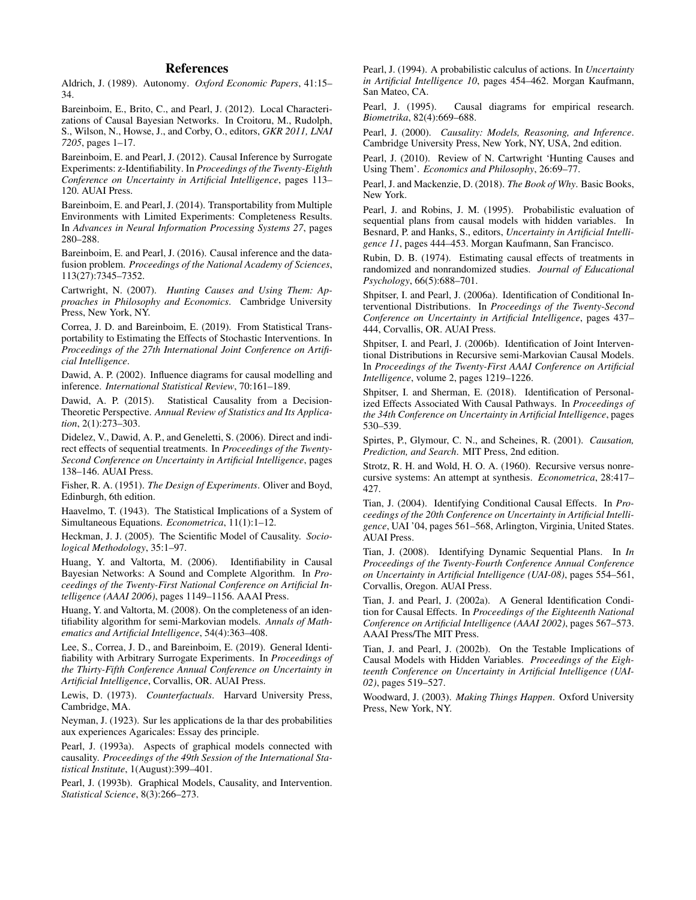## References

Aldrich, J. (1989). Autonomy. *Oxford Economic Papers*, 41:15–34.

Bareinboim, E., Brito, C., and Pearl, J. (2012). Local Characterizations of Causal Bayesian Networks. In Croitoru, M., Rudolph, S., Wilson, N., Howse, J., and Corby, O., editors, *GKR 2011, LNAI 7205*, pages 1–17.

Bareinboim, E. and Pearl, J. (2012). Causal Inference by Surrogate Experiments: z-Identifiability. In *Proceedings of the Twenty-Eighth Conference on Uncertainty in Artificial Intelligence*, pages 113–120. AUAI Press.

Bareinboim, E. and Pearl, J. (2014). Transportability from Multiple Environments with Limited Experiments: Completeness Results. In *Advances in Neural Information Processing Systems 27*, pages 280–288.

Bareinboim, E. and Pearl, J. (2016). Causal inference and the data-fusion problem. *Proceedings of the National Academy of Sciences*, 113(27):7345–7352.

Cartwright, N. (2007). *Hunting Causes and Using Them: Approaches in Philosophy and Economics*. Cambridge University Press, New York, NY.

Correa, J. D. and Bareinboim, E. (2019). From Statistical Transportability to Estimating the Effects of Stochastic Interventions. In *Proceedings of the 27th International Joint Conference on Artificial Intelligence*.

Dawid, A. P. (2002). Influence diagrams for causal modelling and inference. *International Statistical Review*, 70:161–189.

Dawid, A. P. (2015). Statistical Causality from a Decision-Theoretic Perspective. *Annual Review of Statistics and Its Application*, 2(1):273–303.

Didelez, V., Dawid, A. P., and Geneletti, S. (2006). Direct and indirect effects of sequential treatments. In *Proceedings of the Twenty-Second Conference on Uncertainty in Artificial Intelligence*, pages 138–146. AUAI Press.

Fisher, R. A. (1951). *The Design of Experiments*. Oliver and Boyd, Edinburgh, 6th edition.

Haavelmo, T. (1943). The Statistical Implications of a System of Simultaneous Equations. *Econometrica*, 11(1):1–12.

Heckman, J. J. (2005). The Scientific Model of Causality. *Sociological Methodology*, 35:1–97.

Huang, Y. and Valtorta, M. (2006). Identifiability in Causal Bayesian Networks: A Sound and Complete Algorithm. In *Proceedings of the Twenty-First National Conference on Artificial Intelligence (AAAI 2006)*, pages 1149–1156. AAAI Press.

Huang, Y. and Valtorta, M. (2008). On the completeness of an identifiability algorithm for semi-Markovian models. *Annals of Mathematics and Artificial Intelligence*, 54(4):363–408.

Lee, S., Correa, J. D., and Bareinboim, E. (2019). General Identifiability with Arbitrary Surrogate Experiments. In *Proceedings of the Thirty-Fifth Conference Annual Conference on Uncertainty in Artificial Intelligence*, Corvallis, OR. AUAI Press.

Lewis, D. (1973). *Counterfactuals*. Harvard University Press, Cambridge, MA.

Neyman, J. (1923). Sur les applications de la thar des probabilities aux experiences Agaricales: Essay des principle.

Pearl, J. (1993a). Aspects of graphical models connected with causality. *Proceedings of the 49th Session of the International Statistical Institute*, 1(August):399–401.

Pearl, J. (1993b). Graphical Models, Causality, and Intervention. *Statistical Science*, 8(3):266–273.

Pearl, J. (1994). A probabilistic calculus of actions. In *Uncertainty in Artificial Intelligence 10*, pages 454–462. Morgan Kaufmann, San Mateo, CA.

Pearl, J. (1995). Causal diagrams for empirical research. *Biometrika*, 82(4):669–688.

Pearl, J. (2000). *Causality: Models, Reasoning, and Inference*. Cambridge University Press, New York, NY, USA, 2nd edition.

Pearl, J. (2010). Review of N. Cartwright 'Hunting Causes and Using Them'. *Economics and Philosophy*, 26:69–77.

Pearl, J. and Mackenzie, D. (2018). *The Book of Why*. Basic Books, New York.

Pearl, J. and Robins, J. M. (1995). Probabilistic evaluation of sequential plans from causal models with hidden variables. In Besnard, P. and Hanks, S., editors, *Uncertainty in Artificial Intelligence 11*, pages 444–453. Morgan Kaufmann, San Francisco.

Rubin, D. B. (1974). Estimating causal effects of treatments in randomized and nonrandomized studies. *Journal of Educational Psychology*, 66(5):688–701.

Shpitser, I. and Pearl, J. (2006a). Identification of Conditional Interventional Distributions. In *Proceedings of the Twenty-Second Conference on Uncertainty in Artificial Intelligence*, pages 437–444, Corvallis, OR. AUAI Press.

Shpitser, I. and Pearl, J. (2006b). Identification of Joint Interventional Distributions in Recursive semi-Markovian Causal Models. In *Proceedings of the Twenty-First AAAI Conference on Artificial Intelligence*, volume 2, pages 1219–1226.

Shpitser, I. and Sherman, E. (2018). Identification of Personalized Effects Associated With Causal Pathways. In *Proceedings of the 34th Conference on Uncertainty in Artificial Intelligence*, pages 530–539.

Spirtes, P., Glymour, C. N., and Scheines, R. (2001). *Causation, Prediction, and Search*. MIT Press, 2nd edition.

Strotz, R. H. and Wold, H. O. A. (1960). Recursive versus nonrecursive systems: An attempt at synthesis. *Econometrica*, 28:417–427.

Tian, J. (2004). Identifying Conditional Causal Effects. In *Proceedings of the 20th Conference on Uncertainty in Artificial Intelligence*, UAI '04, pages 561–568, Arlington, Virginia, United States. AUAI Press.

Tian, J. (2008). Identifying Dynamic Sequential Plans. In *In Proceedings of the Twenty-Fourth Conference Annual Conference on Uncertainty in Artificial Intelligence (UAI-08)*, pages 554–561, Corvallis, Oregon. AUAI Press.

Tian, J. and Pearl, J. (2002a). A General Identification Condition for Causal Effects. In *Proceedings of the Eighteenth National Conference on Artificial Intelligence (AAAI 2002)*, pages 567–573. AAAI Press/The MIT Press.

Tian, J. and Pearl, J. (2002b). On the Testable Implications of Causal Models with Hidden Variables. *Proceedings of the Eighteenth Conference on Uncertainty in Artificial Intelligence (UAI-02)*, pages 519–527.

Woodward, J. (2003). *Making Things Happen*. Oxford University Press, New York, NY.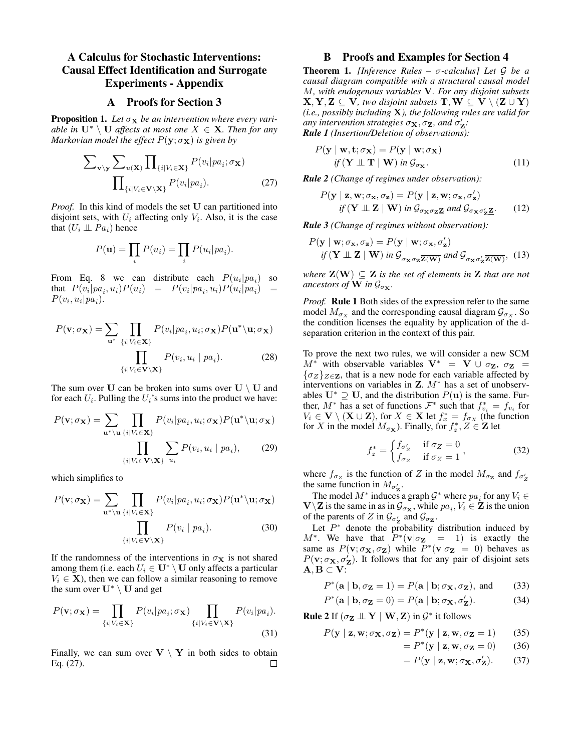# A Calculus for Stochastic Interventions: Causal Effect Identification and Surrogate Experiments - Appendix

## A Proofs for Section 3

**Proposition 1.** *Let $\sigma_{\mathbf{X}}$ be an intervention where every variable in $\mathbf{U}^* \setminus \mathbf{U}$ affects at most one $X \in \mathbf{X}$. Then for any Markovian model the effect $P(\mathbf{y}; \sigma_{\mathbf{X}})$ is given by*

$$\sum\nolimits_{\mathbf{v}\setminus\mathbf{y}} \sum\nolimits_{u(\mathbf{X})} \prod\nolimits_{\{i|V_i \in \mathbf{X}\}} P(v_i|pa_i; \sigma_{\mathbf{X}}) \prod\nolimits_{\{i|V_i \in \mathbf{V}\setminus\mathbf{X}\}} P(v_i|pa_i). \tag{27}$$

*Proof.* In this kind of models the set $\mathbf{U}$ can partitioned into disjoint sets, with $U_i$ affecting only $V_i$. Also, it is the case that $(U_i \perp\!\!\!\perp Pa_i)$ hence

$$P(\mathbf{u}) = \prod_i P(u_i) = \prod_i P(u_i|pa_i).$$

From Eq. 8 we can distribute each $P(u_i|pa_i)$ so that $P(v_i|pa_i, u_i)P(u_i) = P(v_i|pa_i, u_i)P(u_i|pa_i) = P(v_i, u_i|pa_i)$.

$$P(\mathbf{v}; \sigma_{\mathbf{X}}) = \sum_{\mathbf{u}^*} \prod_{\{i|V_i \in \mathbf{X}\}} P(v_i|pa_i, u_i; \sigma_{\mathbf{X}}) P(\mathbf{u}^* \setminus \mathbf{u}; \sigma_{\mathbf{X}}) \prod_{\{i|V_i \in \mathbf{V}\setminus\mathbf{X}\}} P(v_i, u_i \mid pa_i). \tag{28}$$

The sum over $\mathbf{U}$ can be broken into sums over $\mathbf{U} \setminus \mathbf{U}$ and for each $U_i$. Pulling the $U_i$'s sums into the product we have:

$$P(\mathbf{v}; \sigma_{\mathbf{X}}) = \sum_{\mathbf{u}^* \setminus \mathbf{u}} \prod_{\{i|V_i \in \mathbf{X}\}} P(v_i|pa_i, u_i; \sigma_{\mathbf{X}}) P(\mathbf{u}^* \setminus \mathbf{u}; \sigma_{\mathbf{X}}) \prod_{\{i|V_i \in \mathbf{V}\setminus\mathbf{X}\}} \sum_{u_i} P(v_i, u_i \mid pa_i), \tag{29}$$

which simplifies to

$$P(\mathbf{v}; \sigma_{\mathbf{X}}) = \sum_{\mathbf{u}^* \setminus \mathbf{u}} \prod_{\{i|V_i \in \mathbf{X}\}} P(v_i|pa_i, u_i; \sigma_{\mathbf{X}}) P(\mathbf{u}^* \setminus \mathbf{u}; \sigma_{\mathbf{X}}) \prod_{\{i|V_i \in \mathbf{V}\setminus\mathbf{X}\}} P(v_i \mid pa_i). \tag{30}$$

If the randomness of the interventions in $\sigma_{\mathbf{X}}$ is not shared among them (i.e. each $U_i \in \mathbf{U}^* \setminus \mathbf{U}$ only affects a particular $V_i \in \mathbf{X}$), then we can follow a similar reasoning to remove the sum over $\mathbf{U}^* \setminus \mathbf{U}$ and get

$$P(\mathbf{v}; \sigma_{\mathbf{X}}) = \prod_{\{i|V_i \in \mathbf{X}\}} P(v_i|pa_i; \sigma_{\mathbf{X}}) \prod_{\{i|V_i \in \mathbf{V}\setminus\mathbf{X}\}} P(v_i|pa_i). \tag{31}$$

Finally, we can sum over $\mathbf{V} \setminus \mathbf{Y}$ in both sides to obtain Eq. (27). $\square$

## B Proofs and Examples for Section 4

**Theorem 1.** *[Inference Rules – $\sigma$-calculus] Let $\mathcal{G}$ be a causal diagram compatible with a structural causal model $M$, with endogenous variables $\mathbf{V}$. For any disjoint subsets $\mathbf{X}, \mathbf{Y}, \mathbf{Z} \subseteq \mathbf{V}$, two disjoint subsets $\mathbf{T}, \mathbf{W} \subseteq \mathbf{V} \setminus (\mathbf{Z} \cup \mathbf{Y})$ (i.e., possibly including $\mathbf{X}$), the following rules are valid for any intervention strategies $\sigma_{\mathbf{X}}, \sigma_{\mathbf{Z}}$, and $\sigma'_{\mathbf{Z}}$:*

***Rule 1** (Insertion/Deletion of observations):*

$$P(\mathbf{y} \mid \mathbf{w}, \mathbf{t}; \sigma_{\mathbf{X}}) = P(\mathbf{y} \mid \mathbf{w}; \sigma_{\mathbf{X}}) \quad \textit{if } (\mathbf{Y} \perp\!\!\!\perp \mathbf{T} \mid \mathbf{W}) \textit{ in } \mathcal{G}_{\sigma_{\mathbf{X}}}. \tag{11}$$

***Rule 2** (Change of regimes under observation):*

$$P(\mathbf{y} \mid \mathbf{z}, \mathbf{w}; \sigma_{\mathbf{x}}, \sigma_{\mathbf{z}}) = P(\mathbf{y} \mid \mathbf{z}, \mathbf{w}; \sigma_{\mathbf{x}}, \sigma'_{\mathbf{z}}) \quad \textit{if } (\mathbf{Y} \perp\!\!\!\perp \mathbf{Z} \mid \mathbf{W}) \textit{ in } \mathcal{G}_{\sigma_{\mathbf{X}}\sigma_{\mathbf{Z}}\underline{\mathbf{Z}}} \textit{ and } \mathcal{G}_{\sigma_{\mathbf{X}}\sigma'_{\mathbf{Z}}\underline{\mathbf{Z}}}. \tag{12}$$

***Rule 3** (Change of regimes without observation):*

$$P(\mathbf{y} \mid \mathbf{w}; \sigma_{\mathbf{x}}, \sigma_{\mathbf{z}}) = P(\mathbf{y} \mid \mathbf{w}; \sigma_{\mathbf{x}}, \sigma'_{\mathbf{z}}) \quad \textit{if } (\mathbf{Y} \perp\!\!\!\perp \mathbf{Z} \mid \mathbf{W}) \textit{ in } \mathcal{G}_{\sigma_{\mathbf{X}}\sigma_{\mathbf{Z}}\overline{\mathbf{Z}(\mathbf{W})}} \textit{ and } \mathcal{G}_{\sigma_{\mathbf{X}}\sigma'_{\mathbf{Z}}\overline{\mathbf{Z}(\mathbf{W})}}, \tag{13}$$

*where $\mathbf{Z}(\mathbf{W}) \subseteq \mathbf{Z}$ is the set of elements in $\mathbf{Z}$ that are not ancestors of $\mathbf{W}$ in $\mathcal{G}_{\sigma_{\mathbf{X}}}$.*

*Proof.* **Rule 1** Both sides of the expression refer to the same model $M_{\sigma_X}$ and the corresponding causal diagram $\mathcal{G}_{\sigma_X}$. So the condition licenses the equality by application of the d-separation criterion in the context of this pair.

To prove the next two rules, we will consider a new SCM $M^*$ with observable variables $\mathbf{V}^* = \mathbf{V} \cup \sigma_{\mathbf{Z}}$, $\sigma_{\mathbf{Z}} = \{\sigma_Z\}_{Z \in \mathbf{Z}}$, that is a new node for each variable affected by interventions on variables in $\mathbf{Z}$. $M^*$ has a set of unobservables $\mathbf{U}^* \supseteq \mathbf{U}$, and the distribution $P(\mathbf{u})$ is the same. Further, $M^*$ has a set of functions $\mathcal{F}^*$ such that $f^*_{v_i} = f_{v_i}$ for $V_i \in \mathbf{V} \setminus (\mathbf{X} \cup \mathbf{Z})$, for $X \in \mathbf{X}$ let $f^*_x = f_{\sigma_X}$ (the function for $X$ in the model $M_{\sigma_{\mathbf{X}}}$). Finally, for $f^*_z, Z \in \mathbf{Z}$ let

$$f^*_z = \begin{cases} f_{\sigma'_Z} & \text{if } \sigma_Z = 0 \\ f_{\sigma_Z} & \text{if } \sigma_Z = 1 \end{cases}, \tag{32}$$

where $f_{\sigma_Z}$ is the function of $Z$ in the model $M_{\sigma_{\mathbf{Z}}}$ and $f_{\sigma'_Z}$ the same function in $M_{\sigma'_{\mathbf{Z}}}$.

The model $M^*$ induces a graph $\mathcal{G}^*$ where $pa_i$ for any $V_i \in \mathbf{V} \setminus \mathbf{Z}$ is the same in as in $\mathcal{G}_{\sigma_{\mathbf{X}}}$, while $pa_i, V_i \in \mathbf{Z}$ is the union of the parents of $Z$ in $\mathcal{G}_{\sigma'_{\mathbf{Z}}}$ and $\mathcal{G}_{\sigma_{\mathbf{Z}}}$.

Let $P^*$ denote the probability distribution induced by $M^*$. We have that $P^*(\mathbf{v}|\sigma_{\mathbf{Z}} = 1)$ is exactly the same as $P(\mathbf{v}; \sigma_{\mathbf{X}}, \sigma_{\mathbf{Z}})$ while $P^*(\mathbf{v}|\sigma_{\mathbf{Z}} = 0)$ behaves as $P(\mathbf{v}; \sigma_{\mathbf{X}}, \sigma'_{\mathbf{Z}})$. It follows that for any pair of disjoint sets $\mathbf{A}, \mathbf{B} \subset \mathbf{V}$:

$$P^*(\mathbf{a} \mid \mathbf{b}, \sigma_{\mathbf{Z}} = 1) = P(\mathbf{a} \mid \mathbf{b}; \sigma_{\mathbf{X}}, \sigma_{\mathbf{Z}}), \text{ and} \tag{33}$$

$$P^*(\mathbf{a} \mid \mathbf{b}, \sigma_{\mathbf{Z}} = 0) = P(\mathbf{a} \mid \mathbf{b}; \sigma_{\mathbf{X}}, \sigma'_{\mathbf{Z}}). \tag{34}$$

**Rule 2** If $(\sigma_{\mathbf{Z}} \perp\!\!\!\perp \mathbf{Y} \mid \mathbf{W}, \mathbf{Z})$ in $\mathcal{G}^*$ it follows

$$P(\mathbf{y} \mid \mathbf{z}, \mathbf{w}; \sigma_{\mathbf{X}}, \sigma_{\mathbf{Z}}) = P^*(\mathbf{y} \mid \mathbf{z}, \mathbf{w}, \sigma_{\mathbf{Z}} = 1) \tag{35}$$

$$= P^*(\mathbf{y} \mid \mathbf{z}, \mathbf{w}, \sigma_{\mathbf{Z}} = 0) \tag{36}$$

$$= P(\mathbf{y} \mid \mathbf{z}, \mathbf{w}; \sigma_{\mathbf{X}}, \sigma'_{\mathbf{Z}}). \tag{37}$$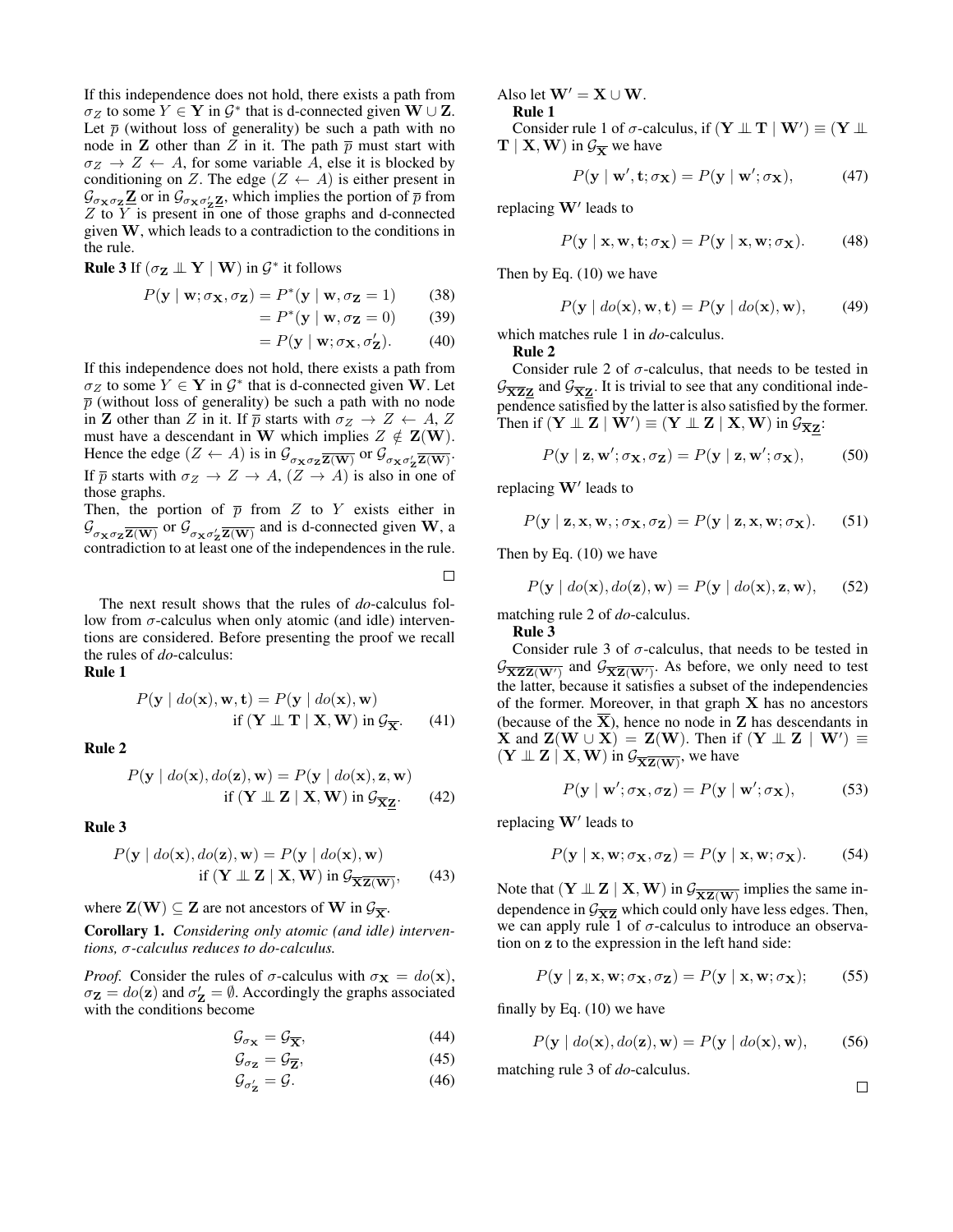If this independence does not hold, there exists a path from $\sigma_Z$ to some $Y \in \mathbf{Y}$ in $\mathcal{G}^*$ that is d-connected given $\mathbf{W} \cup \mathbf{Z}$. Let $\overline{p}$ (without loss of generality) be such a path with no node in $\mathbf{Z}$ other than $Z$ in it. The path $\overline{p}$ must start with $\sigma_Z \rightarrow Z \leftarrow A$, for some variable $A$, else it is blocked by conditioning on $Z$. The edge $(Z \leftarrow A)$ is either present in $\mathcal{G}_{\sigma_{\mathbf{X}}\sigma_{\mathbf{Z}}\underline{\mathbf{Z}}}$ or in $\mathcal{G}_{\sigma_{\mathbf{X}}\sigma'_{\mathbf{Z}}\underline{\mathbf{Z}}}$, which implies the portion of $\overline{p}$ from $Z$ to $Y$ is present in one of those graphs and d-connected given $\mathbf{W}$, which leads to a contradiction to the conditions in the rule.

**Rule 3** If $(\sigma_{\mathbf{Z}} \perp\!\!\!\perp \mathbf{Y} \mid \mathbf{W})$ in $\mathcal{G}^*$ it follows

$$P(\mathbf{y} \mid \mathbf{w}; \sigma_{\mathbf{X}}, \sigma_{\mathbf{Z}}) = P^*(\mathbf{y} \mid \mathbf{w}, \sigma_{\mathbf{Z}} = 1) \tag{38}$$

$$= P^*(\mathbf{y} \mid \mathbf{w}, \sigma_{\mathbf{Z}} = 0) \tag{39}$$

$$= P(\mathbf{y} \mid \mathbf{w}; \sigma_{\mathbf{X}}, \sigma'_{\mathbf{Z}}). \tag{40}$$

If this independence does not hold, there exists a path from $\sigma_Z$ to some $Y \in \mathbf{Y}$ in $\mathcal{G}^*$ that is d-connected given $\mathbf{W}$. Let $\overline{p}$ (without loss of generality) be such a path with no node in $\mathbf{Z}$ other than $Z$ in it. If $\overline{p}$ starts with $\sigma_Z \rightarrow Z \leftarrow A$, $Z$ must have a descendant in $\mathbf{W}$ which implies $Z \notin \mathbf{Z}(\mathbf{W})$. Hence the edge $(Z \leftarrow A)$ is in $\mathcal{G}_{\sigma_{\mathbf{X}}\sigma_{\mathbf{Z}}\overline{\mathbf{Z}(\mathbf{W})}}$ or $\mathcal{G}_{\sigma_{\mathbf{X}}\sigma'_{\mathbf{Z}}\overline{\mathbf{Z}(\mathbf{W})}}$. If $\overline{p}$ starts with $\sigma_Z \rightarrow Z \rightarrow A$, $(Z \rightarrow A)$ is also in one of those graphs.

Then, the portion of $\overline{p}$ from $Z$ to $Y$ exists either in $\mathcal{G}_{\sigma_{\mathbf{X}}\sigma_{\mathbf{Z}}\overline{\mathbf{Z}(\mathbf{W})}}$ or $\mathcal{G}_{\sigma_{\mathbf{X}}\sigma'_{\mathbf{Z}}\overline{\mathbf{Z}(\mathbf{W})}}$ and is d-connected given $\mathbf{W}$, a contradiction to at least one of the independences in the rule.

□

The next result shows that the rules of *do*-calculus follow from $\sigma$-calculus when only atomic (and idle) interventions are considered. Before presenting the proof we recall the rules of *do*-calculus:

**Rule 1**

$$P(\mathbf{y} \mid do(\mathbf{x}), \mathbf{w}, \mathbf{t}) = P(\mathbf{y} \mid do(\mathbf{x}), \mathbf{w}) \quad \text{if } (\mathbf{Y} \perp\!\!\!\perp \mathbf{T} \mid \mathbf{X}, \mathbf{W}) \text{ in } \mathcal{G}_{\overline{\mathbf{X}}}. \tag{41}$$

**Rule 2**

$$P(\mathbf{y} \mid do(\mathbf{x}), do(\mathbf{z}), \mathbf{w}) = P(\mathbf{y} \mid do(\mathbf{x}), \mathbf{z}, \mathbf{w}) \quad \text{if } (\mathbf{Y} \perp\!\!\!\perp \mathbf{Z} \mid \mathbf{X}, \mathbf{W}) \text{ in } \mathcal{G}_{\overline{\mathbf{X}}\underline{\mathbf{Z}}}. \tag{42}$$

**Rule 3**

$$P(\mathbf{y} \mid do(\mathbf{x}), do(\mathbf{z}), \mathbf{w}) = P(\mathbf{y} \mid do(\mathbf{x}), \mathbf{w}) \quad \text{if } (\mathbf{Y} \perp\!\!\!\perp \mathbf{Z} \mid \mathbf{X}, \mathbf{W}) \text{ in } \mathcal{G}_{\overline{\mathbf{X}\mathbf{Z}(\mathbf{W})}}, \tag{43}$$

where $\mathbf{Z}(\mathbf{W}) \subseteq \mathbf{Z}$ are not ancestors of $\mathbf{W}$ in $\mathcal{G}_{\overline{\mathbf{X}}}$.

**Corollary 1.** *Considering only atomic (and idle) interventions, $\sigma$-calculus reduces to do-calculus.*

*Proof.* Consider the rules of $\sigma$-calculus with $\sigma_{\mathbf{X}} = do(\mathbf{x})$, $\sigma_{\mathbf{Z}} = do(\mathbf{z})$ and $\sigma'_{\mathbf{Z}} = \emptyset$. Accordingly the graphs associated with the conditions become

$$\mathcal{G}_{\sigma_{\mathbf{X}}} = \mathcal{G}_{\overline{\mathbf{X}}}, \tag{44}$$

$$\mathcal{G}_{\sigma_{\mathbf{Z}}} = \mathcal{G}_{\overline{\mathbf{Z}}}, \tag{45}$$

$$\mathcal{G}_{\sigma'_{\mathbf{Z}}} = \mathcal{G}. \tag{46}$$

Also let $\mathbf{W}' = \mathbf{X} \cup \mathbf{W}$.

**Rule 1**

Consider rule 1 of $\sigma$-calculus, if $(\mathbf{Y} \perp\!\!\!\perp \mathbf{T} \mid \mathbf{W}') \equiv (\mathbf{Y} \perp\!\!\!\perp \mathbf{T} \mid \mathbf{X}, \mathbf{W})$ in $\mathcal{G}_{\overline{\mathbf{X}}}$ we have

$$P(\mathbf{y} \mid \mathbf{w}', \mathbf{t}; \sigma_{\mathbf{X}}) = P(\mathbf{y} \mid \mathbf{w}'; \sigma_{\mathbf{X}}), \tag{47}$$

replacing $\mathbf{W}'$ leads to

$$P(\mathbf{y} \mid \mathbf{x}, \mathbf{w}, \mathbf{t}; \sigma_{\mathbf{X}}) = P(\mathbf{y} \mid \mathbf{x}, \mathbf{w}; \sigma_{\mathbf{X}}). \tag{48}$$

Then by Eq. (10) we have

$$P(\mathbf{y} \mid do(\mathbf{x}), \mathbf{w}, \mathbf{t}) = P(\mathbf{y} \mid do(\mathbf{x}), \mathbf{w}), \tag{49}$$

which matches rule 1 in *do*-calculus.

**Rule 2**

Consider rule 2 of $\sigma$-calculus, that needs to be tested in $\mathcal{G}_{\overline{\mathbf{X}\mathbf{Z}}\underline{\mathbf{Z}}}$ and $\mathcal{G}_{\overline{\mathbf{X}}\underline{\mathbf{Z}}}$. It is trivial to see that any conditional independence satisfied by the latter is also satisfied by the former. Then if $(\mathbf{Y} \perp\!\!\!\perp \mathbf{Z} \mid \mathbf{W}') \equiv (\mathbf{Y} \perp\!\!\!\perp \mathbf{Z} \mid \mathbf{X}, \mathbf{W})$ in $\mathcal{G}_{\overline{\mathbf{X}}\underline{\mathbf{Z}}}$:

$$P(\mathbf{y} \mid \mathbf{z}, \mathbf{w}'; \sigma_{\mathbf{X}}, \sigma_{\mathbf{Z}}) = P(\mathbf{y} \mid \mathbf{z}, \mathbf{w}'; \sigma_{\mathbf{X}}), \tag{50}$$

replacing $\mathbf{W}'$ leads to

$$P(\mathbf{y} \mid \mathbf{z}, \mathbf{x}, \mathbf{w}, ; \sigma_{\mathbf{X}}, \sigma_{\mathbf{Z}}) = P(\mathbf{y} \mid \mathbf{z}, \mathbf{x}, \mathbf{w}; \sigma_{\mathbf{X}}). \tag{51}$$

Then by Eq. (10) we have

$$P(\mathbf{y} \mid do(\mathbf{x}), do(\mathbf{z}), \mathbf{w}) = P(\mathbf{y} \mid do(\mathbf{x}), \mathbf{z}, \mathbf{w}), \tag{52}$$

matching rule 2 of *do*-calculus.

**Rule 3**

Consider rule 3 of $\sigma$-calculus, that needs to be tested in $\mathcal{G}_{\overline{\mathbf{X}\mathbf{Z}\mathbf{Z}(\mathbf{W}')}}$ and $\mathcal{G}_{\overline{\mathbf{X}\mathbf{Z}(\mathbf{W}')}}$. As before, we only need to test the latter, because it satisfies a subset of the independencies of the former. Moreover, in that graph $\mathbf{X}$ has no ancestors (because of the $\overline{\mathbf{X}}$), hence no node in $\mathbf{Z}$ has descendants in $\mathbf{X}$ and $\mathbf{Z}(\mathbf{W} \cup \mathbf{X}) = \mathbf{Z}(\mathbf{W})$. Then if $(\mathbf{Y} \perp\!\!\!\perp \mathbf{Z} \mid \mathbf{W}') \equiv (\mathbf{Y} \perp\!\!\!\perp \mathbf{Z} \mid \mathbf{X}, \mathbf{W})$ in $\mathcal{G}_{\overline{\mathbf{X}\mathbf{Z}(\mathbf{W})}}$, we have

$$P(\mathbf{y} \mid \mathbf{w}'; \sigma_{\mathbf{X}}, \sigma_{\mathbf{Z}}) = P(\mathbf{y} \mid \mathbf{w}'; \sigma_{\mathbf{X}}), \tag{53}$$

replacing $\mathbf{W}'$ leads to

$$P(\mathbf{y} \mid \mathbf{x}, \mathbf{w}; \sigma_{\mathbf{X}}, \sigma_{\mathbf{Z}}) = P(\mathbf{y} \mid \mathbf{x}, \mathbf{w}; \sigma_{\mathbf{X}}). \tag{54}$$

Note that $(\mathbf{Y} \perp\!\!\!\perp \mathbf{Z} \mid \mathbf{X}, \mathbf{W})$ in $\mathcal{G}_{\overline{\mathbf{X}\mathbf{Z}(\mathbf{W})}}$ implies the same independence in $\mathcal{G}_{\overline{\mathbf{X}\mathbf{Z}}}$ which could only have less edges. Then, we can apply rule 1 of $\sigma$-calculus to introduce an observation on $\mathbf{z}$ to the expression in the left hand side:

$$P(\mathbf{y} \mid \mathbf{z}, \mathbf{x}, \mathbf{w}; \sigma_{\mathbf{X}}, \sigma_{\mathbf{Z}}) = P(\mathbf{y} \mid \mathbf{x}, \mathbf{w}; \sigma_{\mathbf{X}}); \tag{55}$$

finally by Eq. (10) we have

$$P(\mathbf{y} \mid do(\mathbf{x}), do(\mathbf{z}), \mathbf{w}) = P(\mathbf{y} \mid do(\mathbf{x}), \mathbf{w}), \tag{56}$$

matching rule 3 of *do*-calculus.

□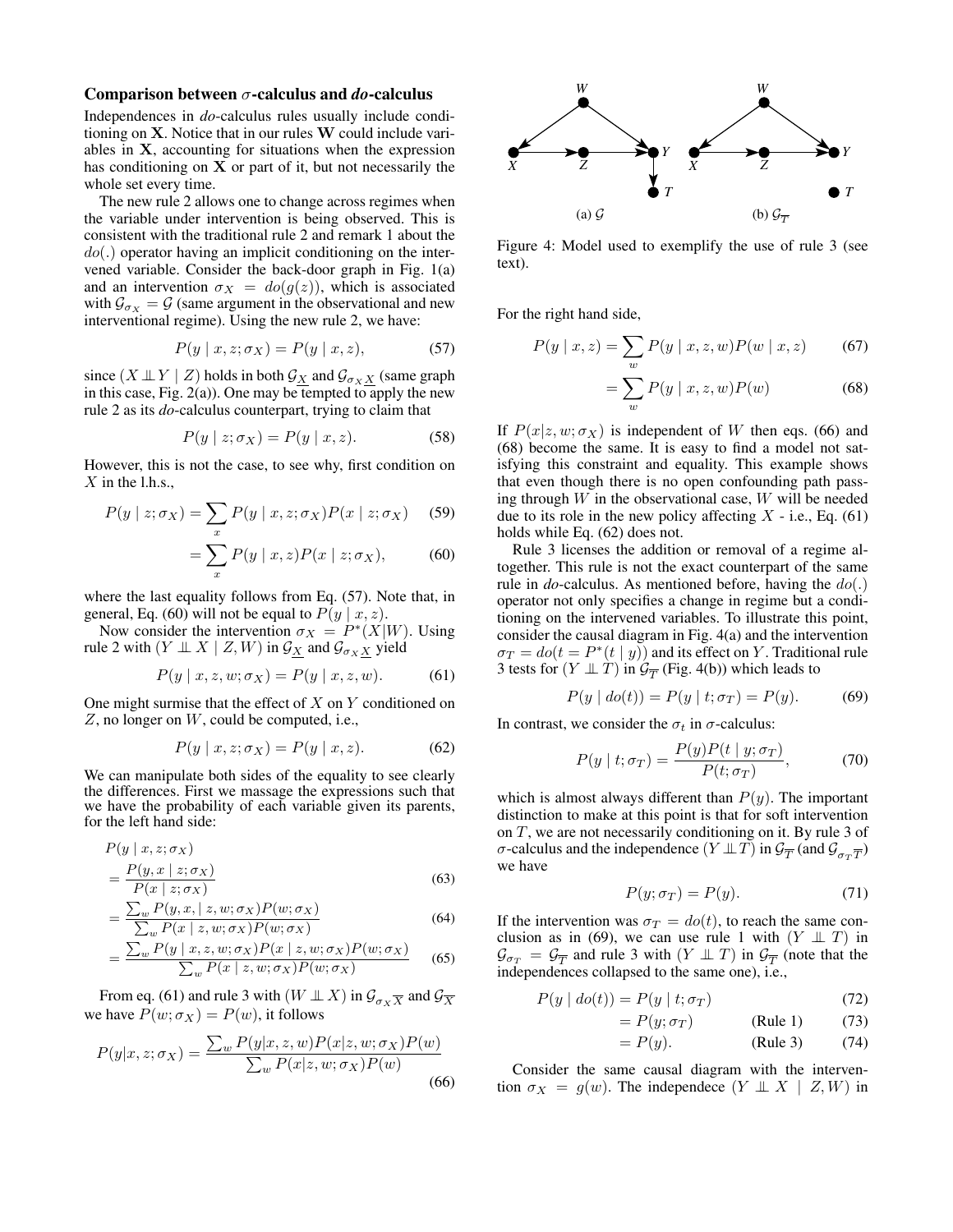### Comparison between $\sigma$-calculus and *do*-calculus

Independences in *do*-calculus rules usually include conditioning on $\mathbf{X}$. Notice that in our rules $\mathbf{W}$ could include variables in $\mathbf{X}$, accounting for situations when the expression has conditioning on $\mathbf{X}$ or part of it, but not necessarily the whole set every time.

The new rule 2 allows one to change across regimes when the variable under intervention is being observed. This is consistent with the traditional rule 2 and remark 1 about the $do(.)$ operator having an implicit conditioning on the intervened variable. Consider the back-door graph in Fig. 1(a) and an intervention $\sigma_X = do(g(z))$, which is associated with $\mathcal{G}_{\sigma_X} = \mathcal{G}$ (same argument in the observational and new interventional regime). Using the new rule 2, we have:

$$P(y \mid x, z; \sigma_X) = P(y \mid x, z), \tag{57}$$

since $(X \perp\!\!\!\perp Y \mid Z)$ holds in both $\mathcal{G}_{\underline{X}}$ and $\mathcal{G}_{\sigma_X \underline{X}}$ (same graph in this case, Fig. 2(a)). One may be tempted to apply the new rule 2 as its *do*-calculus counterpart, trying to claim that

$$P(y \mid z; \sigma_X) = P(y \mid x, z). \tag{58}$$

However, this is not the case, to see why, first condition on $X$ in the l.h.s.,

$$P(y \mid z; \sigma_X) = \sum_x P(y \mid x, z; \sigma_X) P(x \mid z; \sigma_X) \tag{59}$$

$$= \sum_x P(y \mid x, z) P(x \mid z; \sigma_X), \tag{60}$$

where the last equality follows from Eq. (57). Note that, in general, Eq. (60) will not be equal to $P(y \mid x, z)$.

Now consider the intervention $\sigma_X = P^*(X|W)$. Using rule 2 with $(Y \perp\!\!\!\perp X \mid Z, W)$ in $\mathcal{G}_{\underline{X}}$ and $\mathcal{G}_{\sigma_X \underline{X}}$ yield

$$P(y \mid x, z, w; \sigma_X) = P(y \mid x, z, w). \tag{61}$$

One might surmise that the effect of $X$ on $Y$ conditioned on $Z$, no longer on $W$, could be computed, i.e.,

$$P(y \mid x, z; \sigma_X) = P(y \mid x, z). \tag{62}$$

We can manipulate both sides of the equality to see clearly the differences. First we massage the expressions such that we have the probability of each variable given its parents, for the left hand side:

$$P(y \mid x, z; \sigma_X)$$

$$= \frac{P(y, x \mid z; \sigma_X)}{P(x \mid z; \sigma_X)} \tag{63}$$

$$= \frac{\sum_w P(y, x, \mid z, w; \sigma_X) P(w; \sigma_X)}{\sum_w P(x \mid z, w; \sigma_X) P(w; \sigma_X)} \tag{64}$$

$$= \frac{\sum_w P(y \mid x, z, w; \sigma_X) P(x \mid z, w; \sigma_X) P(w; \sigma_X)}{\sum_w P(x \mid z, w; \sigma_X) P(w; \sigma_X)} \tag{65}$$

From eq. (61) and rule 3 with $(W \perp\!\!\!\perp X)$ in $\mathcal{G}_{\sigma_X \overline{X}}$ and $\mathcal{G}_{\overline{X}}$ we have $P(w; \sigma_X) = P(w)$, it follows

$$P(y|x, z; \sigma_X) = \frac{\sum_w P(y|x, z, w) P(x|z, w; \sigma_X) P(w)}{\sum_w P(x|z, w; \sigma_X) P(w)} \tag{66}$$

Figure 4: Model used to exemplify the use of rule 3 (see text). (a) $\mathcal{G}$ (b) $\mathcal{G}_{\overline{T}}$

For the right hand side,

$$P(y \mid x, z) = \sum_w P(y \mid x, z, w) P(w \mid x, z) \tag{67}$$

$$= \sum_w P(y \mid x, z, w) P(w) \tag{68}$$

If $P(x|z, w; \sigma_X)$ is independent of $W$ then eqs. (66) and (68) become the same. It is easy to find a model not satisfying this constraint and equality. This example shows that even though there is no open confounding path passing through $W$ in the observational case, $W$ will be needed due to its role in the new policy affecting $X$ - i.e., Eq. (61) holds while Eq. (62) does not.

Rule 3 licenses the addition or removal of a regime altogether. This rule is not the exact counterpart of the same rule in *do*-calculus. As mentioned before, having the $do(.)$ operator not only specifies a change in regime but a conditioning on the intervened variables. To illustrate this point, consider the causal diagram in Fig. 4(a) and the intervention $\sigma_T = do(t = P^*(t \mid y))$ and its effect on $Y$. Traditional rule 3 tests for $(Y \perp\!\!\!\perp T)$ in $\mathcal{G}_{\overline{T}}$ (Fig. 4(b)) which leads to

$$P(y \mid do(t)) = P(y \mid t; \sigma_T) = P(y). \tag{69}$$

In contrast, we consider the $\sigma_t$ in $\sigma$-calculus:

$$P(y \mid t; \sigma_T) = \frac{P(y) P(t \mid y; \sigma_T)}{P(t; \sigma_T)}, \tag{70}$$

which is almost always different than $P(y)$. The important distinction to make at this point is that for soft intervention on $T$, we are not necessarily conditioning on it. By rule 3 of $\sigma$-calculus and the independence $(Y \perp\!\!\!\perp T)$ in $\mathcal{G}_{\overline{T}}$ (and $\mathcal{G}_{\sigma_T \overline{T}}$) we have

$$P(y; \sigma_T) = P(y). \tag{71}$$

If the intervention was $\sigma_T = do(t)$, to reach the same conclusion as in (69), we can use rule 1 with $(Y \perp\!\!\!\perp T)$ in $\mathcal{G}_{\sigma_T} = \mathcal{G}_{\overline{T}}$ and rule 3 with $(Y \perp\!\!\!\perp T)$ in $\mathcal{G}_{\overline{T}}$ (note that the independences collapsed to the same one), i.e.,

$$P(y \mid do(t)) = P(y \mid t; \sigma_T) \tag{72}$$

$$= P(y; \sigma_T) \qquad \text{(Rule 1)} \tag{73}$$

$$= P(y). \qquad \text{(Rule 3)} \tag{74}$$

Consider the same causal diagram with the intervention $\sigma_X = g(w)$. The independece $(Y \perp\!\!\!\perp X \mid Z, W)$ in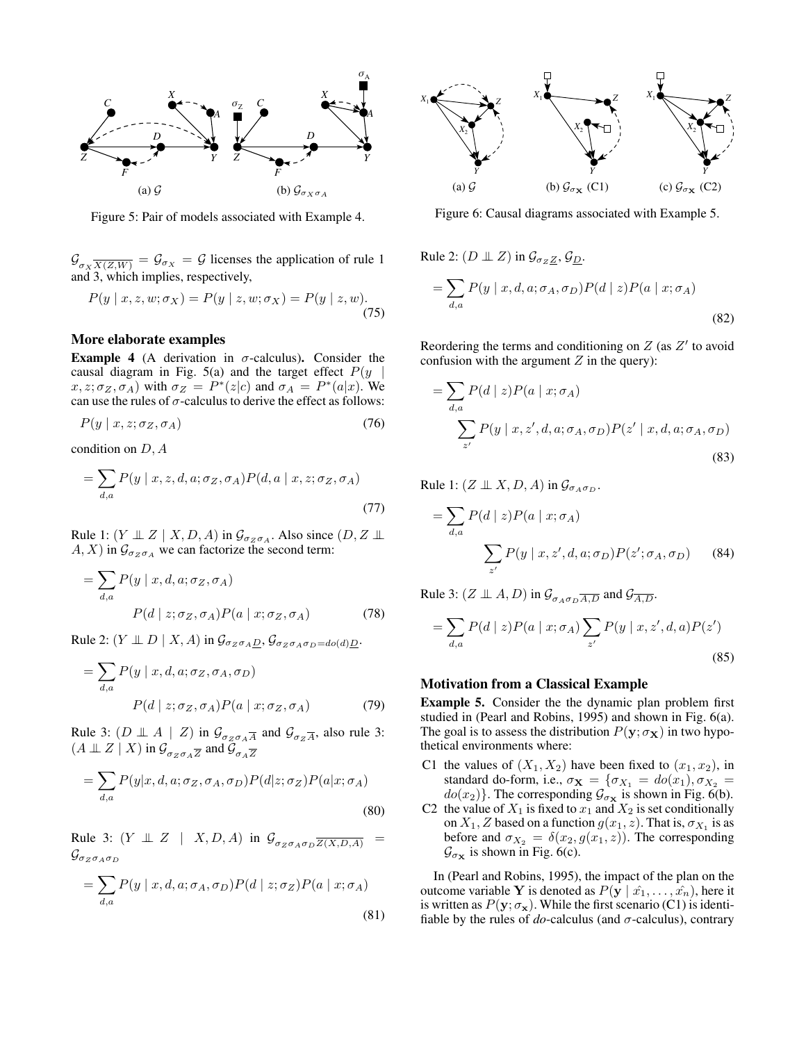Figure 5: Pair of models associated with Example 4.

Figure 6: Causal diagrams associated with Example 5.

$\mathcal{G}_{\sigma_X \overline{X(Z,W)}} = \mathcal{G}_{\sigma_X} = \mathcal{G}$ licenses the application of rule 1 and 3, which implies, respectively,

$$P(y \mid x, z, w; \sigma_X) = P(y \mid z, w; \sigma_X) = P(y \mid z, w). \tag{75}$$

### More elaborate examples

**Example 4** (A derivation in $\sigma$-calculus)**.** Consider the causal diagram in Fig. 5(a) and the target effect $P(y \mid x, z; \sigma_Z, \sigma_A)$ with $\sigma_Z = P^*(z|c)$ and $\sigma_A = P^*(a|x)$. We can use the rules of $\sigma$-calculus to derive the effect as follows:

$$P(y \mid x, z; \sigma_Z, \sigma_A) \tag{76}$$

condition on $D, A$

$$= \sum_{d,a} P(y \mid x, z, d, a; \sigma_Z, \sigma_A) P(d, a \mid x, z; \sigma_Z, \sigma_A) \tag{77}$$

Rule 1: $(Y \perp\!\!\!\perp Z \mid X, D, A)$ in $\mathcal{G}_{\sigma_Z \sigma_A}$. Also since $(D, Z \perp\!\!\!\perp A, X)$ in $\mathcal{G}_{\sigma_Z \sigma_A}$ we can factorize the second term:

$$= \sum_{d,a} P(y \mid x, d, a; \sigma_Z, \sigma_A) \\ P(d \mid z; \sigma_Z, \sigma_A) P(a \mid x; \sigma_Z, \sigma_A) \tag{78}$$

Rule 2: $(Y \perp\!\!\!\perp D \mid X, A)$ in $\mathcal{G}_{\sigma_Z \sigma_A \underline{D}}, \mathcal{G}_{\sigma_Z \sigma_A \sigma_D = do(d) \underline{D}}$.

$$= \sum_{d,a} P(y \mid x, d, a; \sigma_Z, \sigma_A, \sigma_D) \\ P(d \mid z; \sigma_Z, \sigma_A) P(a \mid x; \sigma_Z, \sigma_A) \tag{79}$$

Rule 3: $(D \perp\!\!\!\perp A \mid Z)$ in $\mathcal{G}_{\sigma_Z \sigma_A \overline{A}}$ and $\mathcal{G}_{\sigma_Z \overline{A}}$, also rule 3: $(A \perp\!\!\!\perp Z \mid X)$ in $\mathcal{G}_{\sigma_Z \sigma_A \overline{Z}}$ and $\mathcal{G}_{\sigma_A \overline{Z}}$

$$= \sum_{d,a} P(y|x, d, a; \sigma_Z, \sigma_A, \sigma_D) P(d|z; \sigma_Z) P(a|x; \sigma_A) \tag{80}$$

Rule 3: $(Y \perp\!\!\!\perp Z \mid X, D, A)$ in $\mathcal{G}_{\sigma_Z \sigma_A \sigma_D \overline{Z(X,D,A)}} = \mathcal{G}_{\sigma_Z \sigma_A \sigma_D}$

$$= \sum_{d,a} P(y \mid x, d, a; \sigma_A, \sigma_D) P(d \mid z; \sigma_Z) P(a \mid x; \sigma_A) \tag{81}$$

Rule 2: $(D \perp\!\!\!\perp Z)$ in $\mathcal{G}_{\sigma_Z \underline{Z}}, \mathcal{G}_{\underline{D}}$.

$$= \sum_{d,a} P(y \mid x, d, a; \sigma_A, \sigma_D) P(d \mid z) P(a \mid x; \sigma_A) \tag{82}$$

Reordering the terms and conditioning on $Z$ (as $Z'$ to avoid confusion with the argument $Z$ in the query):

$$= \sum_{d,a} P(d \mid z) P(a \mid x; \sigma_A) \\ \sum_{z'} P(y \mid x, z', d, a; \sigma_A, \sigma_D) P(z' \mid x, d, a; \sigma_A, \sigma_D) \tag{83}$$

Rule 1: $(Z \perp\!\!\!\perp X, D, A)$ in $\mathcal{G}_{\sigma_A \sigma_D}$.

$$= \sum_{d,a} P(d \mid z) P(a \mid x; \sigma_A) \\ \sum_{z'} P(y \mid x, z', d, a; \sigma_D) P(z'; \sigma_A, \sigma_D) \tag{84}$$

Rule 3: $(Z \perp\!\!\!\perp A, D)$ in $\mathcal{G}_{\sigma_A \sigma_D \overline{A,D}}$ and $\mathcal{G}_{\overline{A,D}}$.

$$= \sum_{d,a} P(d \mid z) P(a \mid x; \sigma_A) \sum_{z'} P(y \mid x, z', d, a) P(z') \tag{85}$$

### Motivation from a Classical Example

**Example 5.** Consider the the dynamic plan problem first studied in (Pearl and Robins, 1995) and shown in Fig. 6(a). The goal is to assess the distribution $P(\mathbf{y}; \sigma_{\mathbf{X}})$ in two hypothetical environments where:

- C1 the values of $(X_1, X_2)$ have been fixed to $(x_1, x_2)$, in standard do-form, i.e., $\sigma_{\mathbf{X}} = \{\sigma_{X_1} = do(x_1), \sigma_{X_2} = do(x_2)\}$. The corresponding $\mathcal{G}_{\sigma_{\mathbf{X}}}$ is shown in Fig. 6(b).
- C2 the value of $X_1$ is fixed to $x_1$ and $X_2$ is set conditionally on $X_1, Z$ based on a function $g(x_1, z)$. That is, $\sigma_{X_1}$ is as before and $\sigma_{X_2} = \delta(x_2, g(x_1, z))$. The corresponding $\mathcal{G}_{\sigma_{\mathbf{X}}}$ is shown in Fig. 6(c).

In (Pearl and Robins, 1995), the impact of the plan on the outcome variable $\mathbf{Y}$ is denoted as $P(\mathbf{y} \mid \hat{x_1}, \ldots, \hat{x_n})$, here it is written as $P(\mathbf{y}; \sigma_{\mathbf{x}})$. While the first scenario (C1) is identifiable by the rules of *do*-calculus (and $\sigma$-calculus), contrary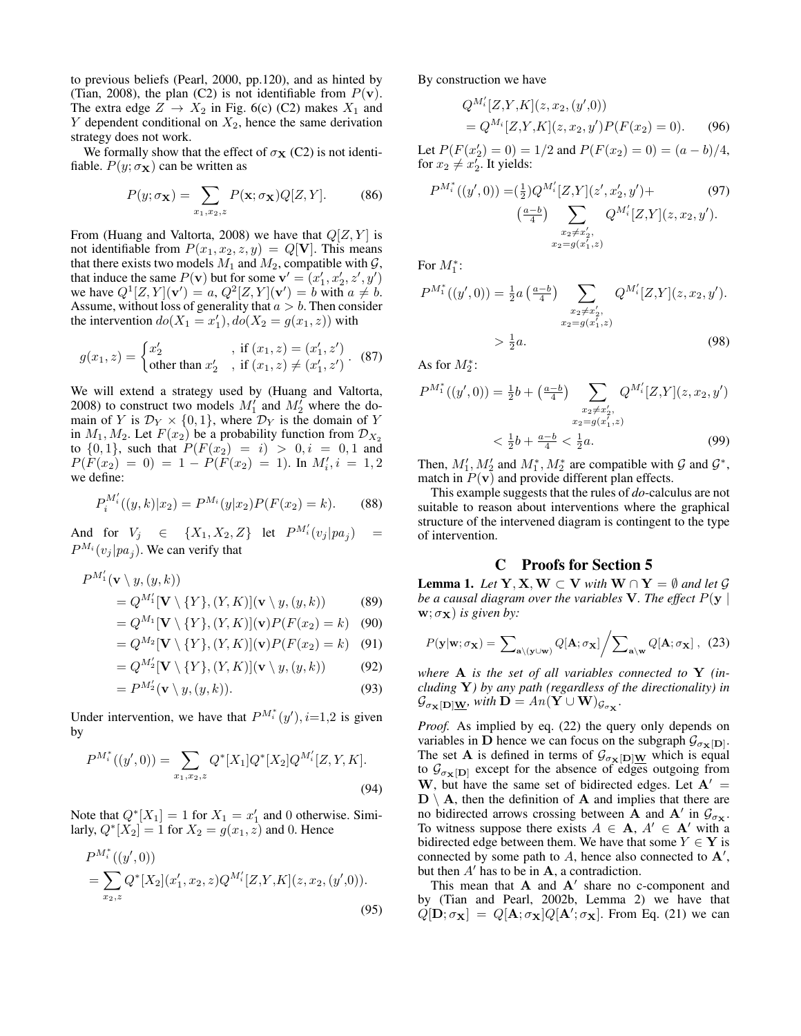to previous beliefs (Pearl, 2000, pp.120), and as hinted by (Tian, 2008), the plan (C2) is not identifiable from $P(\mathbf{v})$. The extra edge $Z \to X_2$ in Fig. 6(c) (C2) makes $X_1$ and $Y$ dependent conditional on $X_2$, hence the same derivation strategy does not work.

We formally show that the effect of $\sigma_{\mathbf{X}}$ (C2) is not identifiable. $P(y; \sigma_{\mathbf{X}})$ can be written as

$$P(y; \sigma_{\mathbf{X}}) = \sum_{x_1, x_2, z} P(\mathbf{x}; \sigma_{\mathbf{X}}) Q[Z, Y]. \tag{86}$$

From (Huang and Valtorta, 2008) we have that $Q[Z, Y]$ is not identifiable from $P(x_1, x_2, z, y) = Q[\mathbf{V}]$. This means that there exists two models $M_1$ and $M_2$, compatible with $\mathcal{G}$, that induce the same $P(\mathbf{v})$ but for some $\mathbf{v}' = (x_1', x_2', z', y')$ we have $Q^1[Z, Y](\mathbf{v}') = a$, $Q^2[Z, Y](\mathbf{v}') = b$ with $a \neq b$. Assume, without loss of generality that $a > b$. Then consider the intervention $do(X_1 = x_1'), do(X_2 = g(x_1, z))$ with

$$g(x_1, z) = \begin{cases} x_2' & \text{, if } (x_1, z) = (x_1', z') \\ \text{other than } x_2' & \text{, if } (x_1, z) \neq (x_1', z') \end{cases}. \tag{87}$$

We will extend a strategy used by (Huang and Valtorta, 2008) to construct two models $M_1'$ and $M_2'$ where the domain of $Y$ is $\mathcal{D}_Y \times \{0, 1\}$, where $\mathcal{D}_Y$ is the domain of $Y$ in $M_1, M_2$. Let $F(x_2)$ be a probability function from $\mathcal{D}_{X_2}$ to $\{0, 1\}$, such that $P(F(x_2) = i) > 0, i = 0, 1$ and $P(F(x_2) = 0) = 1 - P(F(x_2) = 1)$. In $M_i', i = 1, 2$ we define:

$$P_i^{M_i'}((y, k) | x_2) = P^{M_i}(y | x_2) P(F(x_2) = k). \tag{88}$$

And for $V_j \in \{X_1, X_2, Z\}$ let $P^{M_i'}(v_j | pa_j) = P^{M_i}(v_j | pa_j)$. We can verify that

$$\begin{aligned}
&P^{M_1'}(\mathbf{v} \setminus y, (y, k)) \\
&= Q^{M_1'}[\mathbf{V} \setminus \{Y\}, (Y, K)](\mathbf{v} \setminus y, (y, k)) && (89)\\
&= Q^{M_1}[\mathbf{V} \setminus \{Y\}, (Y, K)](\mathbf{v}) P(F(x_2) = k) && (90)\\
&= Q^{M_2}[\mathbf{V} \setminus \{Y\}, (Y, K)](\mathbf{v}) P(F(x_2) = k) && (91)\\
&= Q^{M_2'}[\mathbf{V} \setminus \{Y\}, (Y, K)](\mathbf{v} \setminus y, (y, k)) && (92)\\
&= P^{M_2'}(\mathbf{v} \setminus y, (y, k)). && (93)
\end{aligned}$$

Under intervention, we have that $P^{M_i^*}(y'), i{=}1{,}2$ is given by

$$P^{M_i^*}((y', 0)) = \sum_{x_1, x_2, z} Q^*[X_1] Q^*[X_2] Q^{M_i'}[Z, Y, K]. \tag{94}$$

Note that $Q^*[X_1] = 1$ for $X_1 = x_1'$ and 0 otherwise. Similarly, $Q^*[X_2] = 1$ for $X_2 = g(x_1, z)$ and 0. Hence

$$\begin{aligned}
&P^{M_i^*}((y', 0)) \\
&= \sum_{x_2, z} Q^*[X_2](x_1', x_2, z) Q^{M_i'}[Z, Y, K](z, x_2, (y', 0)).
\end{aligned} \tag{95}$$

By construction we have

$$\begin{aligned}
&Q^{M_i'}[Z, Y, K](z, x_2, (y', 0)) \\
&= Q^{M_i}[Z, Y, K](z, x_2, y') P(F(x_2) = 0).
\end{aligned} \tag{96}$$

Let $P(F(x_2') = 0) = 1/2$ and $P(F(x_2) = 0) = (a - b)/4$, for $x_2 \neq x_2'$. It yields:

$$\begin{aligned}
P^{M_i^*}((y', 0)) = &\left(\tfrac{1}{2}\right) Q^{M_i'}[Z, Y](z', x_2', y') + \\
&\left(\tfrac{a-b}{4}\right) \sum_{\substack{x_2 \neq x_2', \\ x_2 = g(x_1', z)}} Q^{M_i'}[Z, Y](z, x_2, y').
\end{aligned} \tag{97}$$

For $M_1^*$:

$$\begin{aligned}
P^{M_1^*}((y', 0)) &= \tfrac{1}{2} a \left(\tfrac{a-b}{4}\right) \sum_{\substack{x_2 \neq x_2', \\ x_2 = g(x_1', z)}} Q^{M_i'}[Z, Y](z, x_2, y'). \\
&> \tfrac{1}{2} a.
\end{aligned} \tag{98}$$

As for $M_2^*$:

$$\begin{aligned}
P^{M_1^*}((y', 0)) &= \tfrac{1}{2} b + \left(\tfrac{a-b}{4}\right) \sum_{\substack{x_2 \neq x_2', \\ x_2 = g(x_1', z)}} Q^{M_i'}[Z, Y](z, x_2, y') \\
&< \tfrac{1}{2} b + \tfrac{a-b}{4} < \tfrac{1}{2} a.
\end{aligned} \tag{99}$$

Then, $M_1', M_2'$ and $M_1^*, M_2^*$ are compatible with $\mathcal{G}$ and $\mathcal{G}^*$, match in $P(\mathbf{v})$ and provide different plan effects.

This example suggests that the rules of *do*-calculus are not suitable to reason about interventions where the graphical structure of the intervened diagram is contingent to the type of intervention.

## C Proofs for Section 5

**Lemma 1.** *Let $\mathbf{Y}, \mathbf{X}, \mathbf{W} \subset \mathbf{V}$ with $\mathbf{W} \cap \mathbf{Y} = \emptyset$ and let $\mathcal{G}$ be a causal diagram over the variables $\mathbf{V}$. The effect $P(\mathbf{y} \mid \mathbf{w}; \sigma_{\mathbf{X}})$ is given by:*

$$P(\mathbf{y} | \mathbf{w}; \sigma_{\mathbf{X}}) = \sum\nolimits_{\mathbf{a} \setminus (\mathbf{y} \cup \mathbf{w})} Q[\mathbf{A}; \sigma_{\mathbf{X}}] \Big/ \sum\nolimits_{\mathbf{a} \setminus \mathbf{w}} Q[\mathbf{A}; \sigma_{\mathbf{X}}], \tag{23}$$

*where $\mathbf{A}$ is the set of all variables connected to $\mathbf{Y}$ (including $\mathbf{Y}$) by any path (regardless of the directionality) in $\mathcal{G}_{\sigma_{\mathbf{X}}[\mathbf{D}]\underline{\mathbf{W}}}$, with $\mathbf{D} = An(\mathbf{Y} \cup \mathbf{W})_{\mathcal{G}_{\sigma_{\mathbf{X}}}}$.*

*Proof.* As implied by eq. (22) the query only depends on variables in $\mathbf{D}$ hence we can focus on the subgraph $\mathcal{G}_{\sigma_{\mathbf{X}}[\mathbf{D}]}$. The set $\mathbf{A}$ is defined in terms of $\mathcal{G}_{\sigma_{\mathbf{X}}[\mathbf{D}]\underline{\mathbf{W}}}$ which is equal to $\mathcal{G}_{\sigma_{\mathbf{X}}[\mathbf{D}]}$ except for the absence of edges outgoing from $\mathbf{W}$, but have the same set of bidirected edges. Let $\mathbf{A}' = \mathbf{D} \setminus \mathbf{A}$, then the definition of $\mathbf{A}$ and implies that there are no bidirected arrows crossing between $\mathbf{A}$ and $\mathbf{A}'$ in $\mathcal{G}_{\sigma_{\mathbf{X}}}$. To witness suppose there exists $A \in \mathbf{A}$, $A' \in \mathbf{A}'$ with a bidirected edge between them. We have that some $Y \in \mathbf{Y}$ is connected by some path to $A$, hence also connected to $\mathbf{A}'$, but then $A'$ has to be in $\mathbf{A}$, a contradiction.

This mean that $\mathbf{A}$ and $\mathbf{A}'$ share no c-component and by (Tian and Pearl, 2002b, Lemma 2) we have that $Q[\mathbf{D}; \sigma_{\mathbf{X}}] = Q[\mathbf{A}; \sigma_{\mathbf{X}}] Q[\mathbf{A}'; \sigma_{\mathbf{X}}]$. From Eq. (21) we can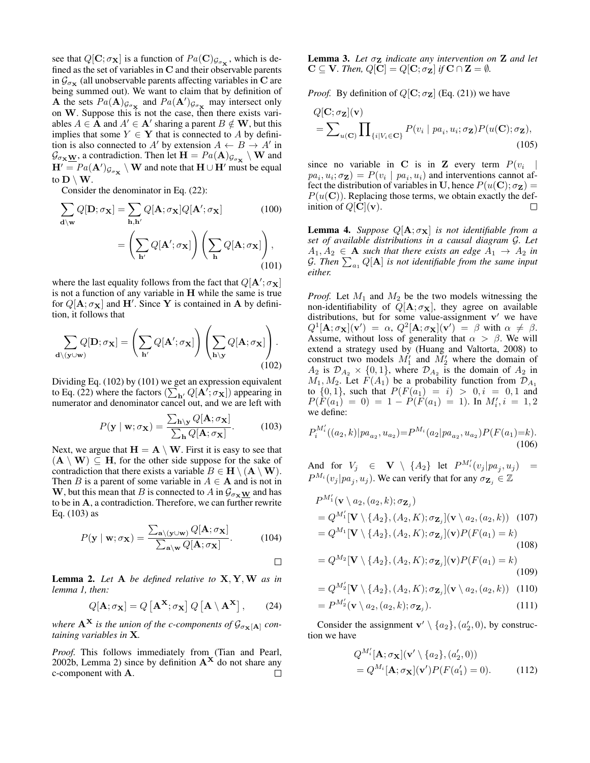see that $Q[\mathbf{C}; \sigma_\mathbf{X}]$ is a function of $Pa(\mathbf{C})_{\mathcal{G}_{\sigma_\mathbf{X}}}$, which is defined as the set of variables in $\mathbf{C}$ and their observable parents in $\mathcal{G}_{\sigma_\mathbf{X}}$ (all unobservable parents affecting variables in $\mathbf{C}$ are being summed out). We want to claim that by definition of $\mathbf{A}$ the sets $Pa(\mathbf{A})_{\mathcal{G}_{\sigma_\mathbf{X}}}$ and $Pa(\mathbf{A}')_{\mathcal{G}_{\sigma_\mathbf{X}}}$ may intersect only on $\mathbf{W}$. Suppose this is not the case, then there exists variables $A \in \mathbf{A}$ and $A' \in \mathbf{A}'$ sharing a parent $B \notin \mathbf{W}$, but this implies that some $Y \in \mathbf{Y}$ that is connected to $A$ by definition is also connected to $A'$ by extension $A \leftarrow B \rightarrow A'$ in $\mathcal{G}_{\sigma_\mathbf{X}\underline{\mathbf{W}}}$, a contradiction. Then let $\mathbf{H} = Pa(\mathbf{A})_{\mathcal{G}_{\sigma_\mathbf{X}}} \setminus \mathbf{W}$ and $\mathbf{H}' = Pa(\mathbf{A}')_{\mathcal{G}_{\sigma_\mathbf{X}}} \setminus \mathbf{W}$ and note that $\mathbf{H} \cup \mathbf{H}'$ must be equal to $\mathbf{D} \setminus \mathbf{W}$.

Consider the denominator in Eq. (22):

$$\sum_{\mathbf{d} \setminus \mathbf{w}} Q[\mathbf{D}; \sigma_\mathbf{X}] = \sum_{\mathbf{h}, \mathbf{h}'} Q[\mathbf{A}; \sigma_\mathbf{X}] Q[\mathbf{A}'; \sigma_\mathbf{X}] \tag{100}$$

$$= \left( \sum_{\mathbf{h}'} Q[\mathbf{A}'; \sigma_\mathbf{X}] \right) \left( \sum_{\mathbf{h}} Q[\mathbf{A}; \sigma_\mathbf{X}] \right), \tag{101}$$

where the last equality follows from the fact that $Q[\mathbf{A}'; \sigma_\mathbf{X}]$ is not a function of any variable in $\mathbf{H}$ while the same is true for $Q[\mathbf{A}; \sigma_\mathbf{X}]$ and $\mathbf{H}'$. Since $\mathbf{Y}$ is contained in $\mathbf{A}$ by definition, it follows that

$$\sum_{\mathbf{d} \setminus (\mathbf{y} \cup \mathbf{w})} Q[\mathbf{D}; \sigma_\mathbf{X}] = \left( \sum_{\mathbf{h}'} Q[\mathbf{A}'; \sigma_\mathbf{X}] \right) \left( \sum_{\mathbf{h} \setminus \mathbf{y}} Q[\mathbf{A}; \sigma_\mathbf{X}] \right). \tag{102}$$

Dividing Eq. (102) by (101) we get an expression equivalent to Eq. (22) where the factors ($\sum_{\mathbf{h}'} Q[\mathbf{A}'; \sigma_\mathbf{X}]$) appearing in numerator and denominator cancel out, and we are left with

$$P(\mathbf{y} \mid \mathbf{w}; \sigma_\mathbf{X}) = \frac{\sum_{\mathbf{h} \setminus \mathbf{y}} Q[\mathbf{A}; \sigma_\mathbf{X}]}{\sum_{\mathbf{h}} Q[\mathbf{A}; \sigma_\mathbf{X}]}. \tag{103}$$

Next, we argue that $\mathbf{H} = \mathbf{A} \setminus \mathbf{W}$. First it is easy to see that $(\mathbf{A} \setminus \mathbf{W}) \subseteq \mathbf{H}$, for the other side suppose for the sake of contradiction that there exists a variable $B \in \mathbf{H} \setminus (\mathbf{A} \setminus \mathbf{W})$. Then $B$ is a parent of some variable in $A \in \mathbf{A}$ and is not in $\mathbf{W}$, but this mean that $B$ is connected to $A$ in $\mathcal{G}_{\sigma_\mathbf{X}\underline{\mathbf{W}}}$ and has to be in $\mathbf{A}$, a contradiction. Therefore, we can further rewrite Eq. (103) as

$$P(\mathbf{y} \mid \mathbf{w}; \sigma_\mathbf{X}) = \frac{\sum_{\mathbf{a} \setminus (\mathbf{y} \cup \mathbf{w})} Q[\mathbf{A}; \sigma_\mathbf{X}]}{\sum_{\mathbf{a} \setminus \mathbf{w}} Q[\mathbf{A}; \sigma_\mathbf{X}]}. \tag{104}$$

□

**Lemma 2.** *Let $\mathbf{A}$ be defined relative to $\mathbf{X}, \mathbf{Y}, \mathbf{W}$ as in lemma 1, then:*

$$Q[\mathbf{A}; \sigma_\mathbf{X}] = Q\left[\mathbf{A}^\mathbf{X}; \sigma_\mathbf{X}\right] Q\left[\mathbf{A} \setminus \mathbf{A}^\mathbf{X}\right], \tag{24}$$

*where $\mathbf{A}^\mathbf{X}$ is the union of the c-components of $\mathcal{G}_{\sigma_\mathbf{X}[\mathbf{A}]}$ containing variables in $\mathbf{X}$.*

*Proof.* This follows immediately from (Tian and Pearl, 2002b, Lemma 2) since by definition $\mathbf{A}^\mathbf{X}$ do not share any c-component with $\mathbf{A}$. □

**Lemma 3.** *Let $\sigma_\mathbf{Z}$ indicate any intervention on $\mathbf{Z}$ and let $\mathbf{C} \subseteq \mathbf{V}$. Then, $Q[\mathbf{C}] = Q[\mathbf{C}; \sigma_\mathbf{Z}]$ if $\mathbf{C} \cap \mathbf{Z} = \emptyset$.*

*Proof.* By definition of $Q[\mathbf{C}; \sigma_\mathbf{Z}]$ (Eq. (21)) we have

$$\begin{aligned} &Q[\mathbf{C}; \sigma_\mathbf{Z}](\mathbf{v}) \\ &= \sum\nolimits_{u(\mathbf{C})} \prod\nolimits_{\{i \mid V_i \in \mathbf{C}\}} P(v_i \mid pa_i, u_i; \sigma_\mathbf{Z}) P(u(\mathbf{C}); \sigma_\mathbf{Z}), \end{aligned} \tag{105}$$

since no variable in $\mathbf{C}$ is in $\mathbf{Z}$ every term $P(v_i \mid pa_i, u_i; \sigma_\mathbf{Z}) = P(v_i \mid pa_i, u_i)$ and interventions cannot affect the distribution of variables in $\mathbf{U}$, hence $P(u(\mathbf{C}); \sigma_\mathbf{Z}) = P(u(\mathbf{C}))$. Replacing those terms, we obtain exactly the definition of $Q[\mathbf{C}](\mathbf{v})$. □

**Lemma 4.** *Suppose $Q[\mathbf{A}; \sigma_\mathbf{X}]$ is not identifiable from a set of available distributions in a causal diagram $\mathcal{G}$. Let $A_1, A_2 \in \mathbf{A}$ such that there exists an edge $A_1 \rightarrow A_2$ in $\mathcal{G}$. Then $\sum_{a_1} Q[\mathbf{A}]$ is not identifiable from the same input either.*

*Proof.* Let $M_1$ and $M_2$ be the two models witnessing the non-identifiability of $Q[\mathbf{A}; \sigma_\mathbf{X}]$, they agree on available distributions, but for some value-assignment $\mathbf{v}'$ we have $Q^1[\mathbf{A}; \sigma_\mathbf{X}](\mathbf{v}') = \alpha$, $Q^2[\mathbf{A}; \sigma_\mathbf{X}](\mathbf{v}') = \beta$ with $\alpha \neq \beta$. Assume, without loss of generality that $\alpha > \beta$. We will extend a strategy used by (Huang and Valtorta, 2008) to construct two models $M_1'$ and $M_2'$ where the domain of $A_2$ is $\mathcal{D}_{A_2} \times \{0, 1\}$, where $\mathcal{D}_{A_2}$ is the domain of $A_2$ in $M_1, M_2$. Let $F(A_1)$ be a probability function from $\mathcal{D}_{A_1}$ to $\{0, 1\}$, such that $P(F(a_1) = i) > 0, i = 0, 1$ and $P(F(a_1) = 0) = 1 - P(F(a_1) = 1)$. In $M_i', i = 1, 2$ we define:

$$P_i^{M_i'}((a_2, k) | pa_{a_2}, u_{a_2}) = P^{M_i}(a_2 | pa_{a_2}, u_{a_2}) P(F(a_1) = k). \tag{106}$$

And for $V_j \in \mathbf{V} \setminus \{A_2\}$ let $P^{M_i'}(v_j | pa_j, u_j) = P^{M_i}(v_j | pa_j, u_j)$. We can verify that for any $\sigma_{\mathbf{Z}_j} \in \mathbb{Z}$

$$\begin{aligned} &P^{M_1'}(\mathbf{v} \setminus a_2, (a_2, k); \sigma_{\mathbf{Z}_j}) \\ &= Q^{M_1'}[\mathbf{V} \setminus \{A_2\}, (A_2, K); \sigma_{\mathbf{Z}_j}](\mathbf{v} \setminus a_2, (a_2, k)) \quad (107) \\ &= Q^{M_1}[\mathbf{V} \setminus \{A_2\}, (A_2, K); \sigma_{\mathbf{Z}_j}](\mathbf{v}) P(F(a_1) = k) \quad (108) \\ &= Q^{M_2}[\mathbf{V} \setminus \{A_2\}, (A_2, K); \sigma_{\mathbf{Z}_j}](\mathbf{v}) P(F(a_1) = k) \quad (109) \\ &= Q^{M_2'}[\mathbf{V} \setminus \{A_2\}, (A_2, K); \sigma_{\mathbf{Z}_j}](\mathbf{v} \setminus a_2, (a_2, k)) \quad (110) \\ &= P^{M_2'}(\mathbf{v} \setminus a_2, (a_2, k); \sigma_{\mathbf{Z}_j}). \quad (111) \end{aligned}$$

Consider the assignment $\mathbf{v}' \setminus \{a_2\}, (a_2', 0)$, by construction we have

$$\begin{aligned} &Q^{M_i'}[\mathbf{A}; \sigma_\mathbf{X}](\mathbf{v}' \setminus \{a_2\}, (a_2', 0)) \\ &= Q^{M_i}[\mathbf{A}; \sigma_\mathbf{X}](\mathbf{v}') P(F(a_1') = 0). \end{aligned} \tag{112}$$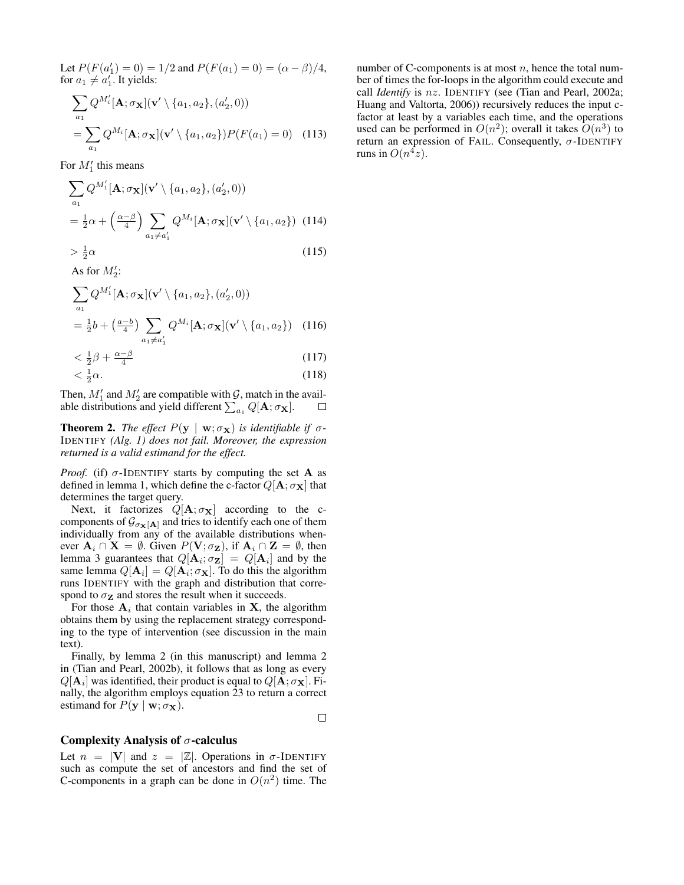Let $P(F(a'_1) = 0) = 1/2$ and $P(F(a_1) = 0) = (\alpha - \beta)/4$, for $a_1 \neq a'_1$. It yields:

$$\sum_{a_1} Q^{M'_i}[\mathbf{A}; \sigma_{\mathbf{X}}](\mathbf{v}' \setminus \{a_1, a_2\}, (a'_2, 0))$$
$$= \sum_{a_1} Q^{M_i}[\mathbf{A}; \sigma_{\mathbf{X}}](\mathbf{v}' \setminus \{a_1, a_2\}) P(F(a_1) = 0) \quad (113)$$

For $M'_1$ this means

$$\sum_{a_1} Q^{M'_1}[\mathbf{A}; \sigma_{\mathbf{X}}](\mathbf{v}' \setminus \{a_1, a_2\}, (a'_2, 0))$$
$$= \tfrac{1}{2}\alpha + \left(\tfrac{\alpha - \beta}{4}\right) \sum_{a_1 \neq a'_1} Q^{M_i}[\mathbf{A}; \sigma_{\mathbf{X}}](\mathbf{v}' \setminus \{a_1, a_2\}) \quad (114)$$
$$> \tfrac{1}{2}\alpha \quad (115)$$

As for $M'_2$:

$$\sum_{a_1} Q^{M'_1}[\mathbf{A}; \sigma_{\mathbf{X}}](\mathbf{v}' \setminus \{a_1, a_2\}, (a'_2, 0))$$
$$= \tfrac{1}{2}b + \left(\tfrac{a - b}{4}\right) \sum_{a_1 \neq a'_1} Q^{M_i}[\mathbf{A}; \sigma_{\mathbf{X}}](\mathbf{v}' \setminus \{a_1, a_2\}) \quad (116)$$
$$< \tfrac{1}{2}\beta + \tfrac{\alpha - \beta}{4} \quad (117)$$
$$< \tfrac{1}{2}\alpha. \quad (118)$$

Then, $M'_1$ and $M'_2$ are compatible with $\mathcal{G}$, match in the available distributions and yield different $\sum_{a_1} Q[\mathbf{A}; \sigma_{\mathbf{X}}]$. ☐

**Theorem 2.** *The effect $P(\mathbf{y} \mid \mathbf{w}; \sigma_{\mathbf{X}})$ is identifiable if σ-IDENTIFY (Alg. 1) does not fail. Moreover, the expression returned is a valid estimand for the effect.*

*Proof.* (if) σ-IDENTIFY starts by computing the set $\mathbf{A}$ as defined in lemma 1, which define the c-factor $Q[\mathbf{A}; \sigma_{\mathbf{X}}]$ that determines the target query.

Next, it factorizes $Q[\mathbf{A}; \sigma_{\mathbf{X}}]$ according to the c-components of $\mathcal{G}_{\sigma_{\mathbf{X}}[\mathbf{A}]}$ and tries to identify each one of them individually from any of the available distributions whenever $\mathbf{A}_i \cap \mathbf{X} = \emptyset$. Given $P(\mathbf{V}; \sigma_{\mathbf{Z}})$, if $\mathbf{A}_i \cap \mathbf{Z} = \emptyset$, then lemma 3 guarantees that $Q[\mathbf{A}_i; \sigma_{\mathbf{Z}}] = Q[\mathbf{A}_i]$ and by the same lemma $Q[\mathbf{A}_i] = Q[\mathbf{A}_i; \sigma_{\mathbf{X}}]$. To do this the algorithm runs IDENTIFY with the graph and distribution that correspond to $\sigma_{\mathbf{Z}}$ and stores the result when it succeeds.

For those $\mathbf{A}_i$ that contain variables in $\mathbf{X}$, the algorithm obtains them by using the replacement strategy corresponding to the type of intervention (see discussion in the main text).

Finally, by lemma 2 (in this manuscript) and lemma 2 in (Tian and Pearl, 2002b), it follows that as long as every $Q[\mathbf{A}_i]$ was identified, their product is equal to $Q[\mathbf{A}; \sigma_{\mathbf{X}}]$. Finally, the algorithm employs equation 23 to return a correct estimand for $P(\mathbf{y} \mid \mathbf{w}; \sigma_{\mathbf{X}})$.

☐

## Complexity Analysis of σ-calculus

Let $n = |\mathbf{V}|$ and $z = |\mathbb{Z}|$. Operations in σ-IDENTIFY such as compute the set of ancestors and find the set of C-components in a graph can be done in $O(n^2)$ time. The number of C-components is at most $n$, hence the total number of times the for-loops in the algorithm could execute and call *Identify* is $nz$. IDENTIFY (see (Tian and Pearl, 2002a; Huang and Valtorta, 2006)) recursively reduces the input c-factor at least by a variables each time, and the operations used can be performed in $O(n^2)$; overall it takes $O(n^3)$ to return an expression of FAIL. Consequently, σ-IDENTIFY runs in $O(n^4 z)$.